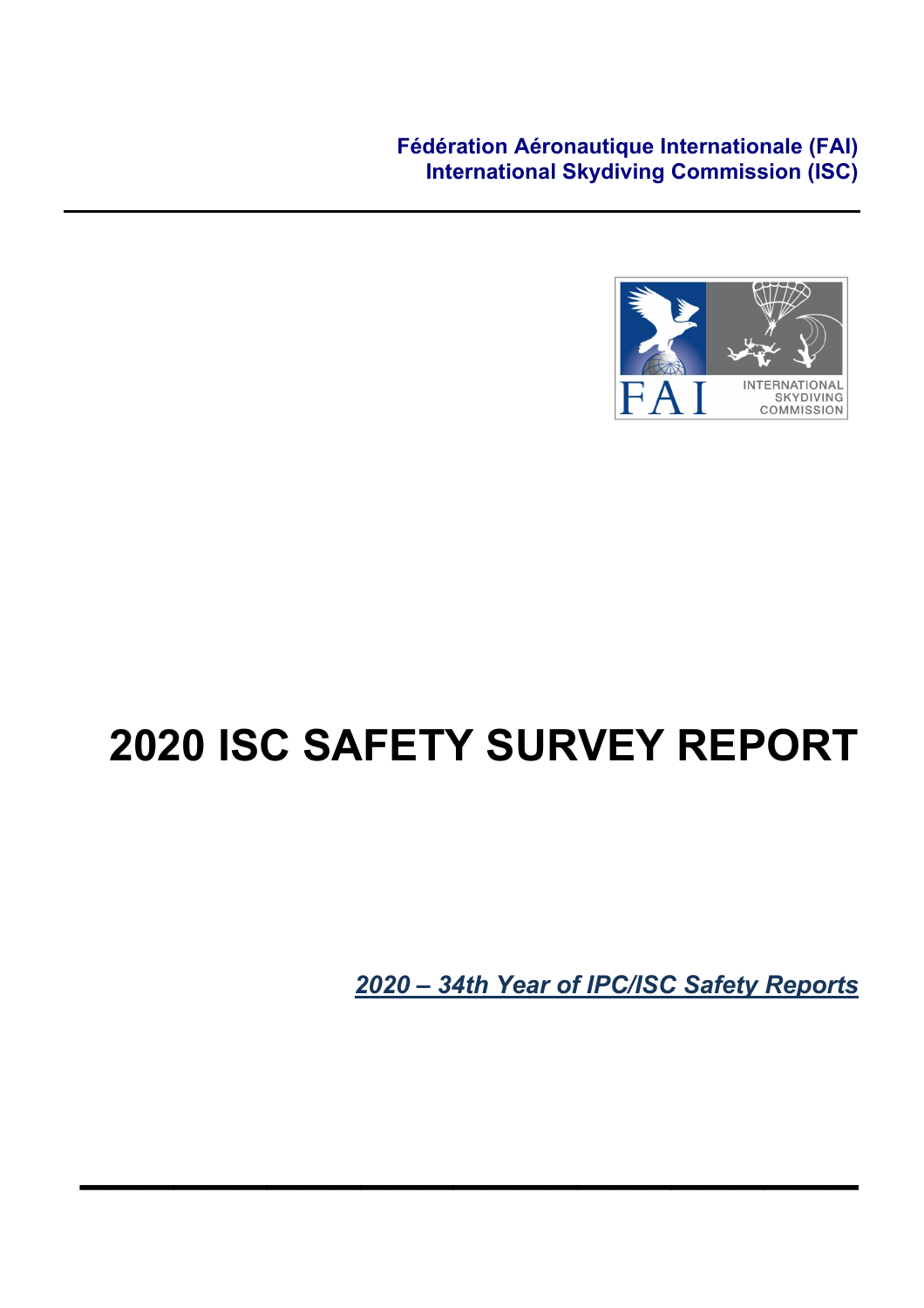**Fédération Aéronautique Internationale (FAI)**
**International Skydiving Commission (ISC)**

---

# 2020 ISC SAFETY SURVEY REPORT

***2020 – 34th Year of IPC/ISC Safety Reports***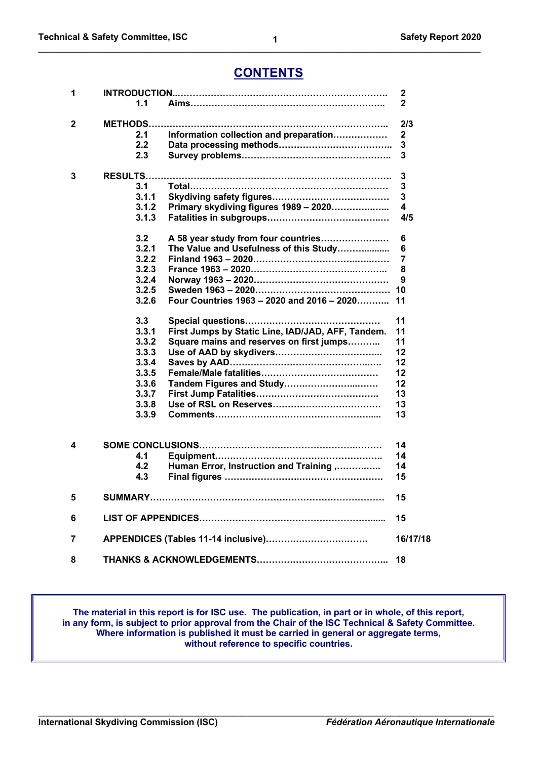# CONTENTS

| | | | |
|---|---|---|---|
| 1 | INTRODUCTION | | 2 |
| | 1.1 | Aims | 2 |
| 2 | METHODS | | 2/3 |
| | 2.1 | Information collection and preparation | 2 |
| | 2.2 | Data processing methods | 3 |
| | 2.3 | Survey problems | 3 |
| 3 | RESULTS | | 3 |
| | 3.1 | Total | 3 |
| | 3.1.1 | Skydiving safety figures | 3 |
| | 3.1.2 | Primary skydiving figures 1989 – 2020 | 4 |
| | 3.1.3 | Fatalities in subgroups | 4/5 |
| | 3.2 | A 58 year study from four countries | 6 |
| | 3.2.1 | The Value and Usefulness of this Study | 6 |
| | 3.2.2 | Finland 1963 – 2020 | 7 |
| | 3.2.3 | France 1963 – 2020 | 8 |
| | 3.2.4 | Norway 1963 – 2020 | 9 |
| | 3.2.5 | Sweden 1963 – 2020 | 10 |
| | 3.2.6 | Four Countries 1963 – 2020 and 2016 – 2020 | 11 |
| | 3.3 | Special questions | 11 |
| | 3.3.1 | First Jumps by Static Line, IAD/JAD, AFF, Tandem. | 11 |
| | 3.3.2 | Square mains and reserves on first jumps | 11 |
| | 3.3.3 | Use of AAD by skydivers | 12 |
| | 3.3.4 | Saves by AAD | 12 |
| | 3.3.5 | Female/Male fatalities | 12 |
| | 3.3.6 | Tandem Figures and Study | 12 |
| | 3.3.7 | First Jump Fatalities | 13 |
| | 3.3.8 | Use of RSL on Reserves | 13 |
| | 3.3.9 | Comments | 13 |
| 4 | SOME CONCLUSIONS | | 14 |
| | 4.1 | Equipment | 14 |
| | 4.2 | Human Error, Instruction and Training | 14 |
| | 4.3 | Final figures | 15 |
| 5 | SUMMARY | | 15 |
| 6 | LIST OF APPENDICES | | 15 |
| 7 | APPENDICES (Tables 11-14 inclusive) | | 16/17/18 |
| 8 | THANKS & ACKNOWLEDGEMENTS | | 18 |

**The material in this report is for ISC use. The publication, in part or in whole, of this report, in any form, is subject to prior approval from the Chair of the ISC Technical & Safety Committee. Where information is published it must be carried in general or aggregate terms, without reference to specific countries.**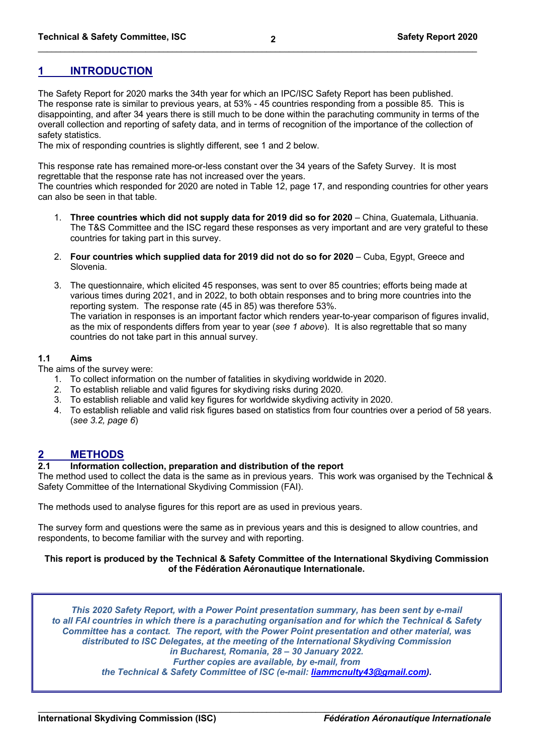# 1 INTRODUCTION

The Safety Report for 2020 marks the 34th year for which an IPC/ISC Safety Report has been published. The response rate is similar to previous years, at 53% - 45 countries responding from a possible 85. This is disappointing, and after 34 years there is still much to be done within the parachuting community in terms of the overall collection and reporting of safety data, and in terms of recognition of the importance of the collection of safety statistics.
The mix of responding countries is slightly different, see 1 and 2 below.

This response rate has remained more-or-less constant over the 34 years of the Safety Survey. It is most regrettable that the response rate has not increased over the years.
The countries which responded for 2020 are noted in Table 12, page 17, and responding countries for other years can also be seen in that table.

1. **Three countries which did not supply data for 2019 did so for 2020** – China, Guatemala, Lithuania. The T&S Committee and the ISC regard these responses as very important and are very grateful to these countries for taking part in this survey.

2. **Four countries which supplied data for 2019 did not do so for 2020** – Cuba, Egypt, Greece and Slovenia.

3. The questionnaire, which elicited 45 responses, was sent to over 85 countries; efforts being made at various times during 2021, and in 2022, to both obtain responses and to bring more countries into the reporting system. The response rate (45 in 85) was therefore 53%.
   The variation in responses is an important factor which renders year-to-year comparison of figures invalid, as the mix of respondents differs from year to year (*see 1 above*). It is also regrettable that so many countries do not take part in this annual survey.

### 1.1 Aims

The aims of the survey were:

1. To collect information on the number of fatalities in skydiving worldwide in 2020.
2. To establish reliable and valid figures for skydiving risks during 2020.
3. To establish reliable and valid key figures for worldwide skydiving activity in 2020.
4. To establish reliable and valid risk figures based on statistics from four countries over a period of 58 years. (*see 3.2, page 6*)

# 2 METHODS

### 2.1 Information collection, preparation and distribution of the report

The method used to collect the data is the same as in previous years. This work was organised by the Technical & Safety Committee of the International Skydiving Commission (FAI).

The methods used to analyse figures for this report are as used in previous years.

The survey form and questions were the same as in previous years and this is designed to allow countries, and respondents, to become familiar with the survey and with reporting.

**This report is produced by the Technical & Safety Committee of the International Skydiving Commission of the Fédération Aéronautique Internationale.**

***This 2020 Safety Report, with a Power Point presentation summary, has been sent by e-mail to all FAI countries in which there is a parachuting organisation and for which the Technical & Safety Committee has a contact. The report, with the Power Point presentation and other material, was distributed to ISC Delegates, at the meeting of the International Skydiving Commission in Bucharest, Romania, 28 – 30 January 2022. Further copies are available, by e-mail, from the Technical & Safety Committee of ISC (e-mail: liammcnulty43@gmail.com).***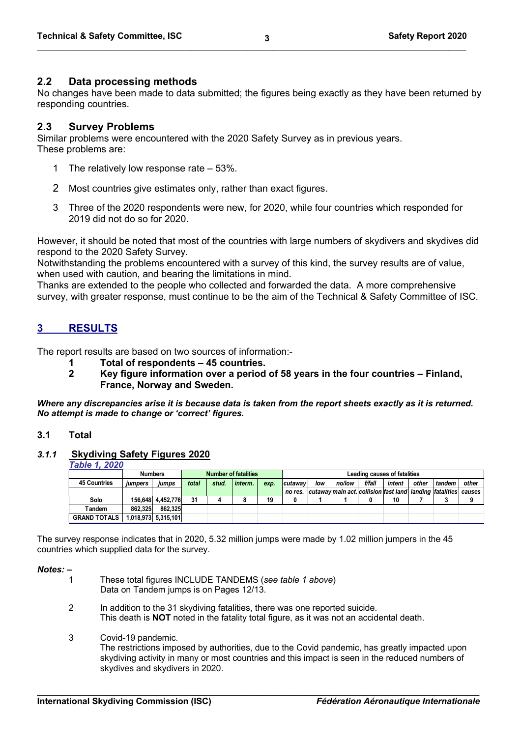## 2.2 Data processing methods

No changes have been made to data submitted; the figures being exactly as they have been returned by responding countries.

## 2.3 Survey Problems

Similar problems were encountered with the 2020 Safety Survey as in previous years.
These problems are:

1. The relatively low response rate – 53%.
2. Most countries give estimates only, rather than exact figures.
3. Three of the 2020 respondents were new, for 2020, while four countries which responded for 2019 did not do so for 2020.

However, it should be noted that most of the countries with large numbers of skydivers and skydives did respond to the 2020 Safety Survey.
Notwithstanding the problems encountered with a survey of this kind, the survey results are of value, when used with caution, and bearing the limitations in mind.
Thanks are extended to the people who collected and forwarded the data. A more comprehensive survey, with greater response, must continue to be the aim of the Technical & Safety Committee of ISC.

# 3 RESULTS

The report results are based on two sources of information:-

1. **Total of respondents – 45 countries.**
2. **Key figure information over a period of 58 years in the four countries – Finland, France, Norway and Sweden.**

***Where any discrepancies arise it is because data is taken from the report sheets exactly as it is returned. No attempt is made to change or 'correct' figures.***

## 3.1 Total

### *3.1.1* Skydiving Safety Figures 2020

*Table 1, 2020*

| 45 Countries | Numbers | | Number of fatalities | | | | Leading causes of fatalities | | | | | | | | |
|---|---|---|---|---|---|---|---|---|---|---|---|---|---|---|---|
| | *jumpers* | *jumps* | *total* | *stud.* | *interm.* | *exp.* | *cutaway no res.* | *low cutaway* | *no/low main act.* | *f/fall collision* | *intent fast land* | *other landing* | *tandem fatalities* | *other causes* |
| **Solo** | 156,648 | 4,452,776 | 31 | 4 | 8 | 19 | 0 | 1 | 1 | 0 | 10 | 7 | 3 | 9 |
| **Tandem** | 862,325 | 862,325 | | | | | | | | | | | | |
| **GRAND TOTALS** | 1,018,973 | 5,315,101 | | | | | | | | | | | | |

The survey response indicates that in 2020, 5.32 million jumps were made by 1.02 million jumpers in the 45 countries which supplied data for the survey.

***Notes: –***

1. These total figures INCLUDE TANDEMS (*see table 1 above*)
   Data on Tandem jumps is on Pages 12/13.
2. In addition to the 31 skydiving fatalities, there was one reported suicide.
   This death is **NOT** noted in the fatality total figure, as it was not an accidental death.
3. Covid-19 pandemic.
   The restrictions imposed by authorities, due to the Covid pandemic, has greatly impacted upon skydiving activity in many or most countries and this impact is seen in the reduced numbers of skydives and skydivers in 2020.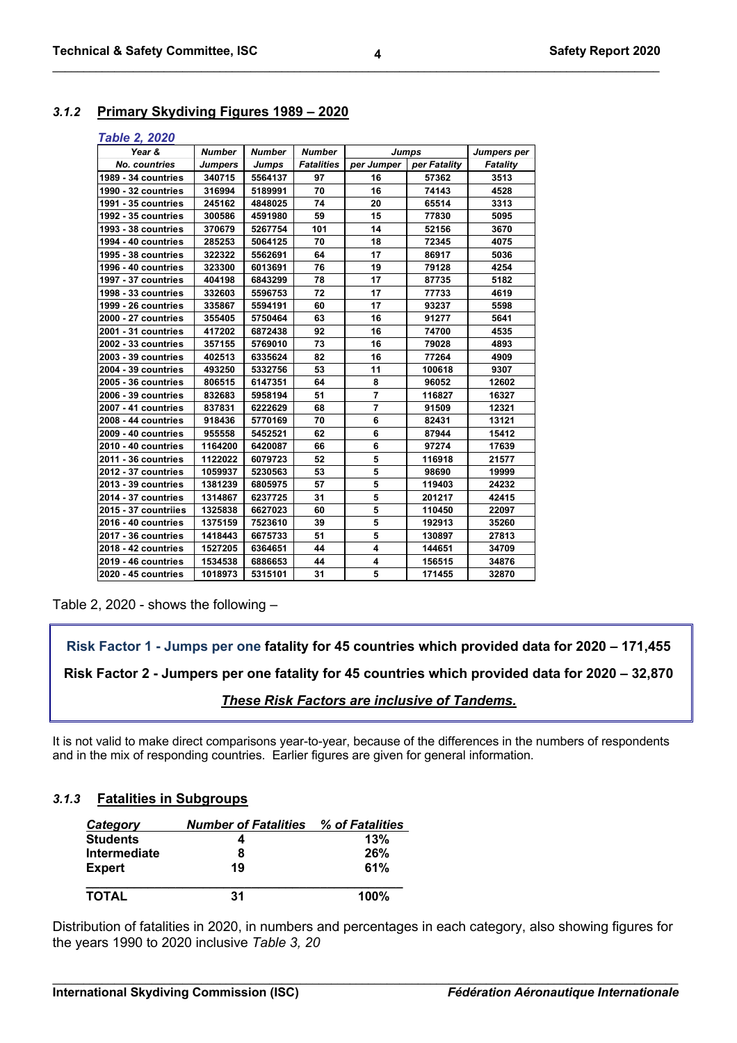### *3.1.2* Primary Skydiving Figures 1989 – 2020

*Table 2, 2020*

| Year & No. countries | Number Jumpers | Number Jumps | Number Fatalities | Jumps per Jumper | Jumps per Fatality | Jumpers per Fatality |
|---|---|---|---|---|---|---|
| 1989 - 34 countries | 340715 | 5564137 | 97 | 16 | 57362 | 3513 |
| 1990 - 32 countries | 316994 | 5189991 | 70 | 16 | 74143 | 4528 |
| 1991 - 35 countries | 245162 | 4848025 | 74 | 20 | 65514 | 3313 |
| 1992 - 35 countries | 300586 | 4591980 | 59 | 15 | 77830 | 5095 |
| 1993 - 38 countries | 370679 | 5267754 | 101 | 14 | 52156 | 3670 |
| 1994 - 40 countries | 285253 | 5064125 | 70 | 18 | 72345 | 4075 |
| 1995 - 38 countries | 322322 | 5562691 | 64 | 17 | 86917 | 5036 |
| 1996 - 40 countries | 323300 | 6013691 | 76 | 19 | 79128 | 4254 |
| 1997 - 37 countries | 404198 | 6843299 | 78 | 17 | 87735 | 5182 |
| 1998 - 33 countries | 332603 | 5596753 | 72 | 17 | 77733 | 4619 |
| 1999 - 26 countries | 335867 | 5594191 | 60 | 17 | 93237 | 5598 |
| 2000 - 27 countries | 355405 | 5750464 | 63 | 16 | 91277 | 5641 |
| 2001 - 31 countries | 417202 | 6872438 | 92 | 16 | 74700 | 4535 |
| 2002 - 33 countries | 357155 | 5769010 | 73 | 16 | 79028 | 4893 |
| 2003 - 39 countries | 402513 | 6335624 | 82 | 16 | 77264 | 4909 |
| 2004 - 39 countries | 493250 | 5332756 | 53 | 11 | 100618 | 9307 |
| 2005 - 36 countries | 806515 | 6147351 | 64 | 8 | 96052 | 12602 |
| 2006 - 39 countries | 832683 | 5958194 | 51 | 7 | 116827 | 16327 |
| 2007 - 41 countries | 837831 | 6222629 | 68 | 7 | 91509 | 12321 |
| 2008 - 44 countries | 918436 | 5770169 | 70 | 6 | 82431 | 13121 |
| 2009 - 40 countries | 955558 | 5452521 | 62 | 6 | 87944 | 15412 |
| 2010 - 40 countries | 1164200 | 6420087 | 66 | 6 | 97274 | 17639 |
| 2011 - 36 countries | 1122022 | 6079723 | 52 | 5 | 116918 | 21577 |
| 2012 - 37 countries | 1059937 | 5230563 | 53 | 5 | 98690 | 19999 |
| 2013 - 39 countries | 1381239 | 6805975 | 57 | 5 | 119403 | 24232 |
| 2014 - 37 countries | 1314867 | 6237725 | 31 | 5 | 201217 | 42415 |
| 2015 - 37 countriies | 1325838 | 6627023 | 60 | 5 | 110450 | 22097 |
| 2016 - 40 countries | 1375159 | 7523610 | 39 | 5 | 192913 | 35260 |
| 2017 - 36 countries | 1418443 | 6675733 | 51 | 5 | 130897 | 27813 |
| 2018 - 42 countries | 1527205 | 6364651 | 44 | 4 | 144651 | 34709 |
| 2019 - 46 countries | 1534538 | 6886653 | 44 | 4 | 156515 | 34876 |
| 2020 - 45 countries | 1018973 | 5315101 | 31 | 5 | 171455 | 32870 |

Table 2, 2020 - shows the following –

**Risk Factor 1 - Jumps per one fatality for 45 countries which provided data for 2020 – 171,455**

**Risk Factor 2 - Jumpers per one fatality for 45 countries which provided data for 2020 – 32,870**

***These Risk Factors are inclusive of Tandems.***

It is not valid to make direct comparisons year-to-year, because of the differences in the numbers of respondents and in the mix of responding countries. Earlier figures are given for general information.

### *3.1.3* Fatalities in Subgroups

| *Category* | *Number of Fatalities* | *% of Fatalities* |
|---|---|---|
| **Students** | **4** | **13%** |
| **Intermediate** | **8** | **26%** |
| **Expert** | **19** | **61%** |
| **TOTAL** | **31** | **100%** |

Distribution of fatalities in 2020, in numbers and percentages in each category, also showing figures for the years 1990 to 2020 inclusive *Table 3, 20*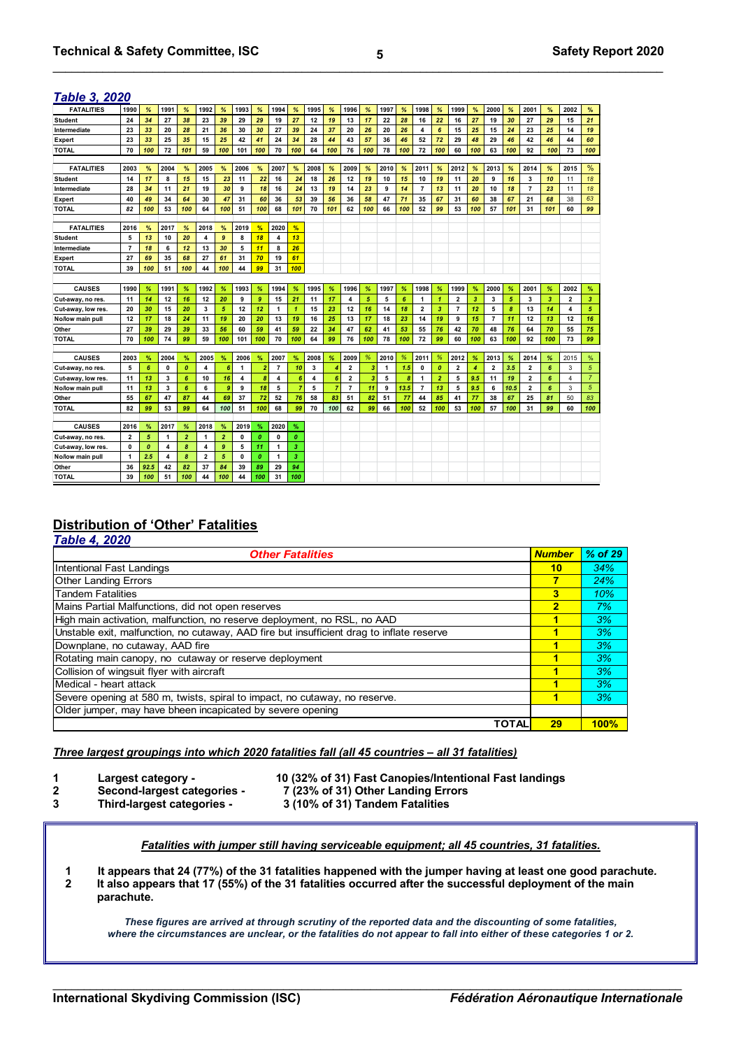## *Table 3, 2020*

| FATALITIES | 1990 | % | 1991 | % | 1992 | % | 1993 | % | 1994 | % | 1995 | % | 1996 | % | 1997 | % | 1998 | % | 1999 | % | 2000 | % | 2001 | % | 2002 | % |
|---|---|---|---|---|---|---|---|---|---|---|---|---|---|---|---|---|---|---|---|---|---|---|---|---|---|---|
| Student | 24 | 34 | 27 | 38 | 23 | 39 | 29 | 29 | 19 | 27 | 12 | 19 | 13 | 17 | 22 | 28 | 16 | 22 | 16 | 27 | 19 | 30 | 27 | 29 | 15 | 21 |
| Intermediate | 23 | 33 | 20 | 28 | 21 | 36 | 30 | 30 | 27 | 39 | 24 | 37 | 20 | 26 | 20 | 26 | 4 | 6 | 15 | 25 | 15 | 24 | 23 | 25 | 14 | 19 |
| Expert | 23 | 33 | 25 | 35 | 15 | 25 | 42 | 41 | 24 | 34 | 28 | 44 | 43 | 57 | 36 | 46 | 52 | 72 | 29 | 48 | 29 | 46 | 42 | 46 | 44 | 60 |
| TOTAL | 70 | 100 | 72 | 101 | 59 | 100 | 101 | 100 | 70 | 100 | 64 | 100 | 76 | 100 | 78 | 100 | 72 | 100 | 60 | 100 | 63 | 100 | 92 | 100 | 73 | 100 |

| FATALITIES | 2003 | % | 2004 | % | 2005 | % | 2006 | % | 2007 | % | 2008 | % | 2009 | % | 2010 | % | 2011 | % | 2012 | % | 2013 | % | 2014 | % | 2015 | % |
|---|---|---|---|---|---|---|---|---|---|---|---|---|---|---|---|---|---|---|---|---|---|---|---|---|---|---|
| Student | 14 | 17 | 8 | 15 | 15 | 23 | 11 | 22 | 16 | 24 | 18 | 26 | 12 | 19 | 10 | 15 | 10 | 19 | 11 | 20 | 9 | 16 | 3 | 10 | 11 | 18 |
| Intermediate | 28 | 34 | 11 | 21 | 19 | 30 | 9 | 18 | 16 | 24 | 13 | 19 | 14 | 23 | 9 | 14 | 7 | 13 | 11 | 20 | 10 | 18 | 7 | 23 | 11 | 18 |
| Expert | 40 | 49 | 34 | 64 | 30 | 47 | 31 | 60 | 36 | 53 | 39 | 56 | 36 | 58 | 47 | 71 | 35 | 67 | 31 | 60 | 38 | 67 | 21 | 68 | 38 | 63 |
| TOTAL | 82 | 100 | 53 | 100 | 64 | 100 | 51 | 100 | 68 | 101 | 70 | 101 | 62 | 100 | 66 | 100 | 52 | 99 | 53 | 100 | 57 | 101 | 31 | 101 | 60 | 99 |

| FATALITIES | 2016 | % | 2017 | % | 2018 | % | 2019 | % | 2020 | % |
|---|---|---|---|---|---|---|---|---|---|---|
| Student | 5 | 13 | 10 | 20 | 4 | 9 | 8 | 18 | 4 | 13 |
| Intermediate | 7 | 18 | 6 | 12 | 13 | 30 | 5 | 11 | 8 | 26 |
| Expert | 27 | 69 | 35 | 68 | 27 | 61 | 31 | 70 | 19 | 61 |
| TOTAL | 39 | 100 | 51 | 100 | 44 | 100 | 44 | 99 | 31 | 100 |

| CAUSES | 1990 | % | 1991 | % | 1992 | % | 1993 | % | 1994 | % | 1995 | % | 1996 | % | 1997 | % | 1998 | % | 1999 | % | 2000 | % | 2001 | % | 2002 | % |
|---|---|---|---|---|---|---|---|---|---|---|---|---|---|---|---|---|---|---|---|---|---|---|---|---|---|---|
| Cut-away, no res. | 11 | 14 | 12 | 16 | 12 | 20 | 9 | 9 | 15 | 21 | 11 | 17 | 4 | 5 | 5 | 6 | 1 | 1 | 2 | 3 | 3 | 5 | 3 | 3 | 2 | 3 |
| Cut-away, low res. | 20 | 30 | 15 | 20 | 3 | 5 | 12 | 12 | 1 | 1 | 15 | 23 | 12 | 16 | 14 | 18 | 2 | 3 | 7 | 12 | 5 | 8 | 13 | 14 | 4 | 5 |
| No/low main pull | 12 | 17 | 18 | 24 | 11 | 19 | 20 | 20 | 13 | 19 | 16 | 25 | 13 | 17 | 18 | 23 | 14 | 19 | 9 | 15 | 7 | 11 | 12 | 13 | 12 | 16 |
| Other | 27 | 39 | 29 | 39 | 33 | 56 | 60 | 59 | 41 | 59 | 22 | 34 | 47 | 62 | 41 | 53 | 55 | 76 | 42 | 70 | 48 | 76 | 64 | 70 | 55 | 75 |
| TOTAL | 70 | 100 | 74 | 99 | 59 | 100 | 101 | 100 | 70 | 100 | 64 | 99 | 76 | 100 | 78 | 100 | 72 | 99 | 60 | 100 | 63 | 100 | 92 | 100 | 73 | 99 |

| CAUSES | 2003 | % | 2004 | % | 2005 | % | 2006 | % | 2007 | % | 2008 | % | 2009 | % | 2010 | % | 2011 | % | 2012 | % | 2013 | % | 2014 | % | 2015 | % |
|---|---|---|---|---|---|---|---|---|---|---|---|---|---|---|---|---|---|---|---|---|---|---|---|---|---|---|
| Cut-away, no res. | 5 | 6 | 0 | 0 | 4 | 6 | 1 | 2 | 7 | 10 | 3 | 4 | 2 | 3 | 1 | 1.5 | 0 | 0 | 2 | 4 | 2 | 3.5 | 2 | 6 | 3 | 5 |
| Cut-away, low res. | 11 | 13 | 3 | 6 | 10 | 16 | 4 | 8 | 4 | 6 | 4 | 6 | 2 | 3 | 5 | 8 | 1 | 2 | 5 | 9.5 | 11 | 19 | 2 | 6 | 4 | 7 |
| No/low main pull | 11 | 13 | 3 | 6 | 6 | 9 | 9 | 18 | 5 | 7 | 5 | 7 | 7 | 11 | 9 | 13.5 | 7 | 13 | 5 | 9.5 | 6 | 10.5 | 2 | 6 | 3 | 5 |
| Other | 55 | 67 | 47 | 87 | 44 | 69 | 37 | 72 | 52 | 76 | 58 | 83 | 51 | 82 | 51 | 77 | 44 | 85 | 41 | 77 | 38 | 67 | 25 | 81 | 50 | 83 |
| TOTAL | 82 | 99 | 53 | 99 | 64 | 100 | 51 | 100 | 68 | 99 | 70 | 100 | 62 | 99 | 66 | 100 | 52 | 100 | 53 | 100 | 57 | 100 | 31 | 99 | 60 | 100 |

| CAUSES | 2016 | % | 2017 | % | 2018 | % | 2019 | % | 2020 | % |
|---|---|---|---|---|---|---|---|---|---|---|
| Cut-away, no res. | 2 | 5 | 1 | 2 | 1 | 2 | 0 | 0 | 0 | 0 |
| Cut-away, low res. | 0 | 0 | 4 | 8 | 4 | 9 | 5 | 11 | 1 | 3 |
| No/low main pull | 1 | 2.5 | 4 | 8 | 2 | 5 | 0 | 0 | 1 | 3 |
| Other | 36 | 92.5 | 42 | 82 | 37 | 84 | 39 | 89 | 29 | 94 |
| TOTAL | 39 | 100 | 51 | 100 | 44 | 100 | 44 | 100 | 31 | 100 |

## Distribution of 'Other' Fatalities

### *Table 4, 2020*

| *Other Fatalities* | *Number* | *% of 29* |
|---|---|---|
| Intentional Fast Landings | 10 | 34% |
| Other Landing Errors | 7 | 24% |
| Tandem Fatalities | 3 | 10% |
| Mains Partial Malfunctions, did not open reserves | 2 | 7% |
| High main activation, malfunction, no reserve deployment, no RSL, no AAD | 1 | 3% |
| Unstable exit, malfunction, no cutaway, AAD fire but insufficient drag to inflate reserve | 1 | 3% |
| Downplane, no cutaway, AAD fire | 1 | 3% |
| Rotating main canopy, no cutaway or reserve deployment | 1 | 3% |
| Collision of wingsuit flyer with aircraft | 1 | 3% |
| Medical - heart attack | 1 | 3% |
| Severe opening at 580 m, twists, spiral to impact, no cutaway, no reserve. | 1 | 3% |
| Older jumper, may have bheen incapicated by severe opening | | |
| **TOTAL** | **29** | **100%** |

***Three largest groupings into which 2020 fatalities fall (all 45 countries – all 31 fatalities)***

1. **Largest category -** **10 (32% of 31) Fast Canopies/Intentional Fast landings**
2. **Second-largest categories -** **7 (23% of 31) Other Landing Errors**
3. **Third-largest categories -** **3 (10% of 31) Tandem Fatalities**

***Fatalities with jumper still having serviceable equipment; all 45 countries, 31 fatalities.***

1. **It appears that 24 (77%) of the 31 fatalities happened with the jumper having at least one good parachute.**
2. **It also appears that 17 (55%) of the 31 fatalities occurred after the successful deployment of the main parachute.**

***These figures are arrived at through scrutiny of the reported data and the discounting of some fatalities, where the circumstances are unclear, or the fatalities do not appear to fall into either of these categories 1 or 2.***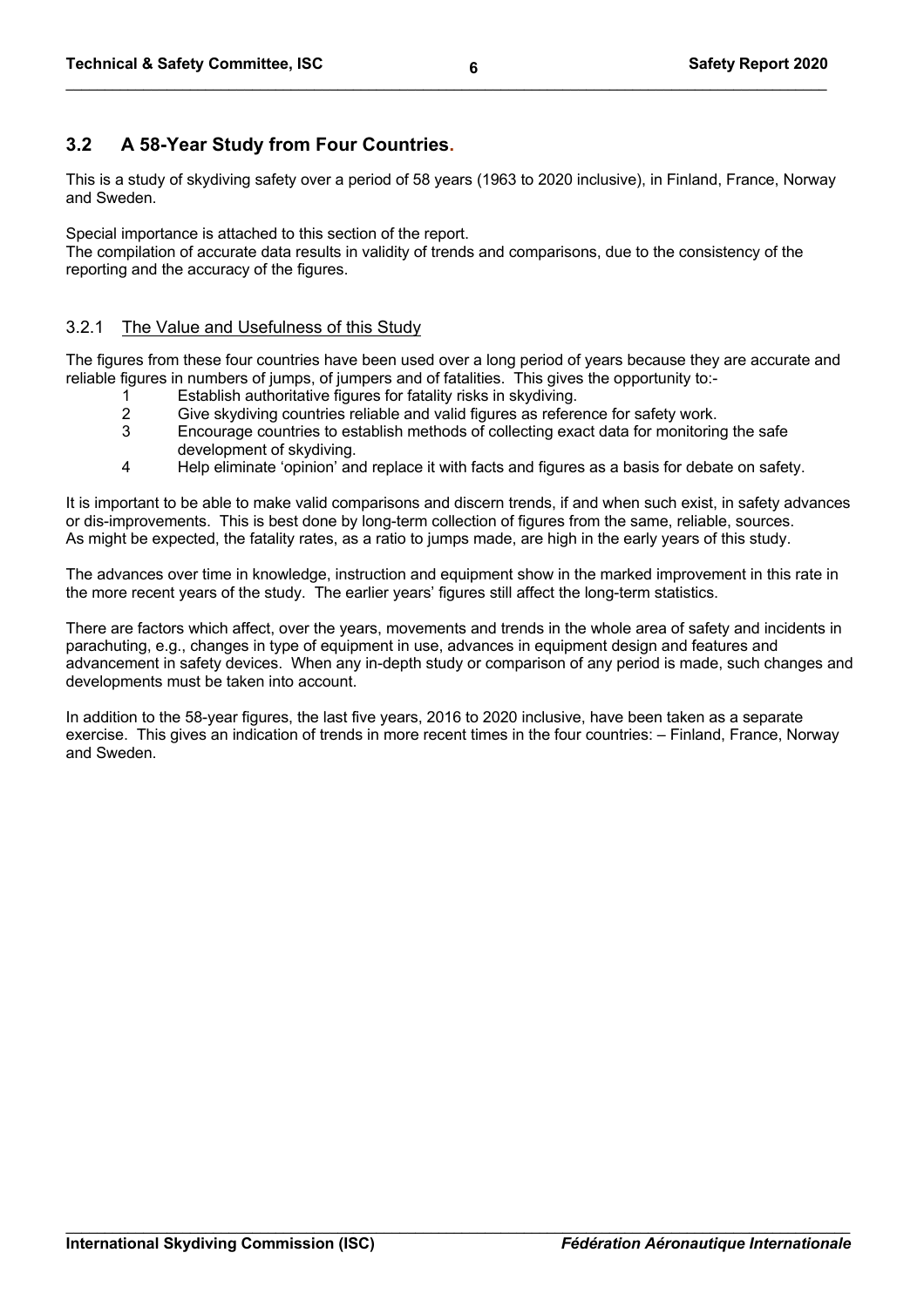## 3.2 A 58-Year Study from Four Countries.

This is a study of skydiving safety over a period of 58 years (1963 to 2020 inclusive), in Finland, France, Norway and Sweden.

Special importance is attached to this section of the report.
The compilation of accurate data results in validity of trends and comparisons, due to the consistency of the reporting and the accuracy of the figures.

### 3.2.1 The Value and Usefulness of this Study

The figures from these four countries have been used over a long period of years because they are accurate and reliable figures in numbers of jumps, of jumpers and of fatalities. This gives the opportunity to:-

1. Establish authoritative figures for fatality risks in skydiving.
2. Give skydiving countries reliable and valid figures as reference for safety work.
3. Encourage countries to establish methods of collecting exact data for monitoring the safe development of skydiving.
4. Help eliminate 'opinion' and replace it with facts and figures as a basis for debate on safety.

It is important to be able to make valid comparisons and discern trends, if and when such exist, in safety advances or dis-improvements. This is best done by long-term collection of figures from the same, reliable, sources.
As might be expected, the fatality rates, as a ratio to jumps made, are high in the early years of this study.

The advances over time in knowledge, instruction and equipment show in the marked improvement in this rate in the more recent years of the study. The earlier years' figures still affect the long-term statistics.

There are factors which affect, over the years, movements and trends in the whole area of safety and incidents in parachuting, e.g., changes in type of equipment in use, advances in equipment design and features and advancement in safety devices. When any in-depth study or comparison of any period is made, such changes and developments must be taken into account.

In addition to the 58-year figures, the last five years, 2016 to 2020 inclusive, have been taken as a separate exercise. This gives an indication of trends in more recent times in the four countries: – Finland, France, Norway and Sweden.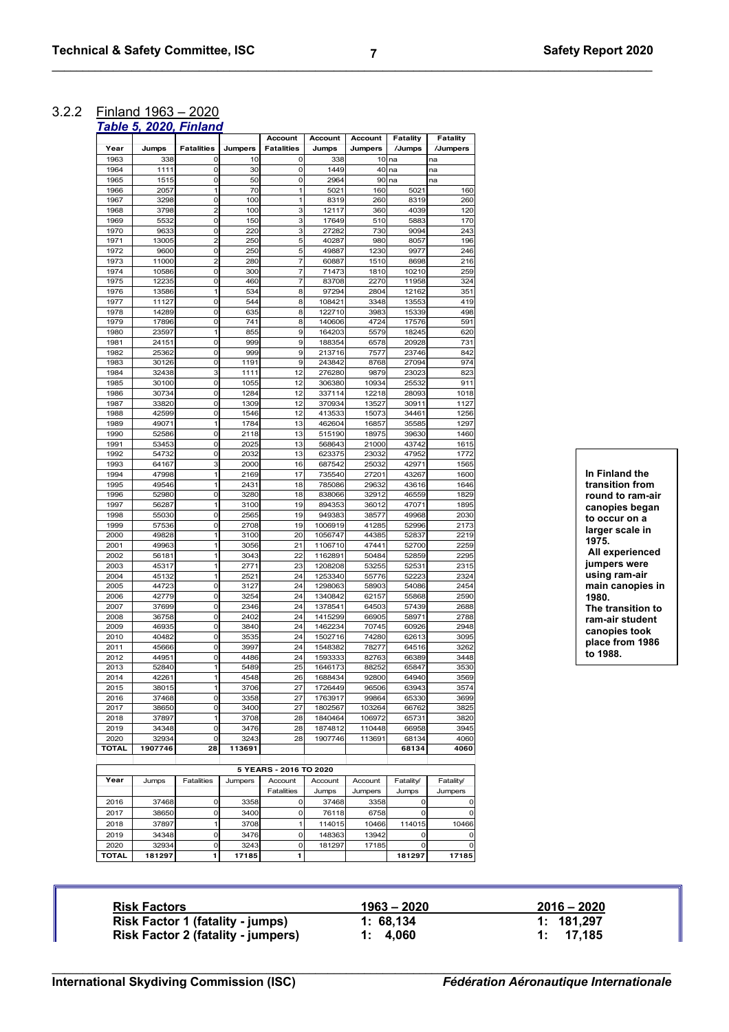### 3.2.2 Finland 1963 – 2020

***Table 5, 2020, Finland***

| Year | Jumps | Fatalities | Jumpers | Account Fatalities | Account Jumps | Account Jumpers | Fatality /Jumps | Fatality /Jumpers |
|---|---|---|---|---|---|---|---|---|
| 1963 | 338 | 0 | 10 | 0 | 338 | 10 | na | na |
| 1964 | 1111 | 0 | 30 | 0 | 1449 | 40 | na | na |
| 1965 | 1515 | 0 | 50 | 0 | 2964 | 90 | na | na |
| 1966 | 2057 | 1 | 70 | 1 | 5021 | 160 | 5021 | 160 |
| 1967 | 3298 | 0 | 100 | 1 | 8319 | 260 | 8319 | 260 |
| 1968 | 3798 | 2 | 100 | 3 | 12117 | 360 | 4039 | 120 |
| 1969 | 5532 | 0 | 150 | 3 | 17649 | 510 | 5883 | 170 |
| 1970 | 9633 | 0 | 220 | 3 | 27282 | 730 | 9094 | 243 |
| 1971 | 13005 | 2 | 250 | 5 | 40287 | 980 | 8057 | 196 |
| 1972 | 9600 | 0 | 250 | 5 | 49887 | 1230 | 9977 | 246 |
| 1973 | 11000 | 2 | 280 | 7 | 60887 | 1510 | 8698 | 216 |
| 1974 | 10586 | 0 | 300 | 7 | 71473 | 1810 | 10210 | 259 |
| 1975 | 12235 | 0 | 460 | 7 | 83708 | 2270 | 11958 | 324 |
| 1976 | 13586 | 1 | 534 | 8 | 97294 | 2804 | 12162 | 351 |
| 1977 | 11127 | 0 | 544 | 8 | 108421 | 3348 | 13553 | 419 |
| 1978 | 14289 | 0 | 635 | 8 | 122710 | 3983 | 15339 | 498 |
| 1979 | 17896 | 0 | 741 | 8 | 140606 | 4724 | 17576 | 591 |
| 1980 | 23597 | 1 | 855 | 9 | 164203 | 5579 | 18245 | 620 |
| 1981 | 24151 | 0 | 999 | 9 | 188354 | 6578 | 20928 | 731 |
| 1982 | 25362 | 0 | 999 | 9 | 213716 | 7577 | 23746 | 842 |
| 1983 | 30126 | 0 | 1191 | 9 | 243842 | 8768 | 27094 | 974 |
| 1984 | 32438 | 3 | 1111 | 12 | 276280 | 9879 | 23023 | 823 |
| 1985 | 30100 | 0 | 1055 | 12 | 306380 | 10934 | 25532 | 911 |
| 1986 | 30734 | 0 | 1284 | 12 | 337114 | 12218 | 28093 | 1018 |
| 1987 | 33820 | 0 | 1309 | 12 | 370934 | 13527 | 30911 | 1127 |
| 1988 | 42599 | 0 | 1546 | 12 | 413533 | 15073 | 34461 | 1256 |
| 1989 | 49071 | 1 | 1784 | 13 | 462604 | 16857 | 35585 | 1297 |
| 1990 | 52586 | 0 | 2118 | 13 | 515190 | 18975 | 39630 | 1460 |
| 1991 | 53453 | 0 | 2025 | 13 | 568643 | 21000 | 43742 | 1615 |
| 1992 | 54732 | 0 | 2032 | 13 | 623375 | 23032 | 47952 | 1772 |
| 1993 | 64167 | 3 | 2000 | 16 | 687542 | 25032 | 42971 | 1565 |
| 1994 | 47998 | 1 | 2169 | 17 | 735540 | 27201 | 43267 | 1600 |
| 1995 | 49546 | 1 | 2431 | 18 | 785086 | 29632 | 43616 | 1646 |
| 1996 | 52980 | 0 | 3280 | 18 | 838066 | 32912 | 46559 | 1829 |
| 1997 | 56287 | 1 | 3100 | 19 | 894353 | 36012 | 47071 | 1895 |
| 1998 | 55030 | 0 | 2565 | 19 | 949383 | 38577 | 49968 | 2030 |
| 1999 | 57536 | 0 | 2708 | 19 | 1006919 | 41285 | 52996 | 2173 |
| 2000 | 49828 | 1 | 3100 | 20 | 1056747 | 44385 | 52837 | 2219 |
| 2001 | 49963 | 1 | 3056 | 21 | 1106710 | 47441 | 52700 | 2259 |
| 2002 | 56181 | 1 | 3043 | 22 | 1162891 | 50484 | 52859 | 2295 |
| 2003 | 45317 | 1 | 2771 | 23 | 1208208 | 53255 | 52531 | 2315 |
| 2004 | 45132 | 1 | 2521 | 24 | 1253340 | 55776 | 52223 | 2324 |
| 2005 | 44723 | 0 | 3127 | 24 | 1298063 | 58903 | 54086 | 2454 |
| 2006 | 42779 | 0 | 3254 | 24 | 1340842 | 62157 | 55868 | 2590 |
| 2007 | 37699 | 0 | 2346 | 24 | 1378541 | 64503 | 57439 | 2688 |
| 2008 | 36758 | 0 | 2402 | 24 | 1415299 | 66905 | 58971 | 2788 |
| 2009 | 46935 | 0 | 3840 | 24 | 1462234 | 70745 | 60926 | 2948 |
| 2010 | 40482 | 0 | 3535 | 24 | 1502716 | 74280 | 62613 | 3095 |
| 2011 | 45666 | 0 | 3997 | 24 | 1548382 | 78277 | 64516 | 3262 |
| 2012 | 44951 | 0 | 4486 | 24 | 1593333 | 82763 | 66389 | 3448 |
| 2013 | 52840 | 1 | 5489 | 25 | 1646173 | 88252 | 65847 | 3530 |
| 2014 | 42261 | 1 | 4548 | 26 | 1688434 | 92800 | 64940 | 3569 |
| 2015 | 38015 | 1 | 3706 | 27 | 1726449 | 96506 | 63943 | 3574 |
| 2016 | 37468 | 0 | 3358 | 27 | 1763917 | 99864 | 65330 | 3699 |
| 2017 | 38650 | 0 | 3400 | 27 | 1802567 | 103264 | 66762 | 3825 |
| 2018 | 37897 | 1 | 3708 | 28 | 1840464 | 106972 | 65731 | 3820 |
| 2019 | 34348 | 0 | 3476 | 28 | 1874812 | 110448 | 66958 | 3945 |
| 2020 | 32934 | 0 | 3243 | 28 | 1907746 | 113691 | 68134 | 4060 |
| **TOTAL** | **1907746** | **28** | **113691** | | | | **68134** | **4060** |

**5 YEARS - 2016 TO 2020**

| Year | Jumps | Fatalities | Jumpers | Account Fatalities | Account Jumps | Account Jumpers | Fatality/ Jumps | Fatality/ Jumpers |
|---|---|---|---|---|---|---|---|---|
| 2016 | 37468 | 0 | 3358 | 0 | 37468 | 3358 | 0 | 0 |
| 2017 | 38650 | 0 | 3400 | 0 | 76118 | 6758 | 0 | 0 |
| 2018 | 37897 | 1 | 3708 | 1 | 114015 | 10466 | 114015 | 10466 |
| 2019 | 34348 | 0 | 3476 | 0 | 148363 | 13942 | 0 | 0 |
| 2020 | 32934 | 0 | 3243 | 0 | 181297 | 17185 | 0 | 0 |
| **TOTAL** | **181297** | **1** | **17185** | **1** | | | **181297** | **17185** |

**In Finland the transition from round to ram-air canopies began to occur on a larger scale in 1975.**
**All experienced jumpers were using ram-air main canopies in 1980.**
**The transition to ram-air student canopies took place from 1986 to 1988.**

| Risk Factors | 1963 – 2020 | 2016 – 2020 |
|---|---|---|
| **Risk Factor 1 (fatality - jumps)** | **1: 68,134** | **1: 181,297** |
| **Risk Factor 2 (fatality - jumpers)** | **1: 4,060** | **1: 17,185** |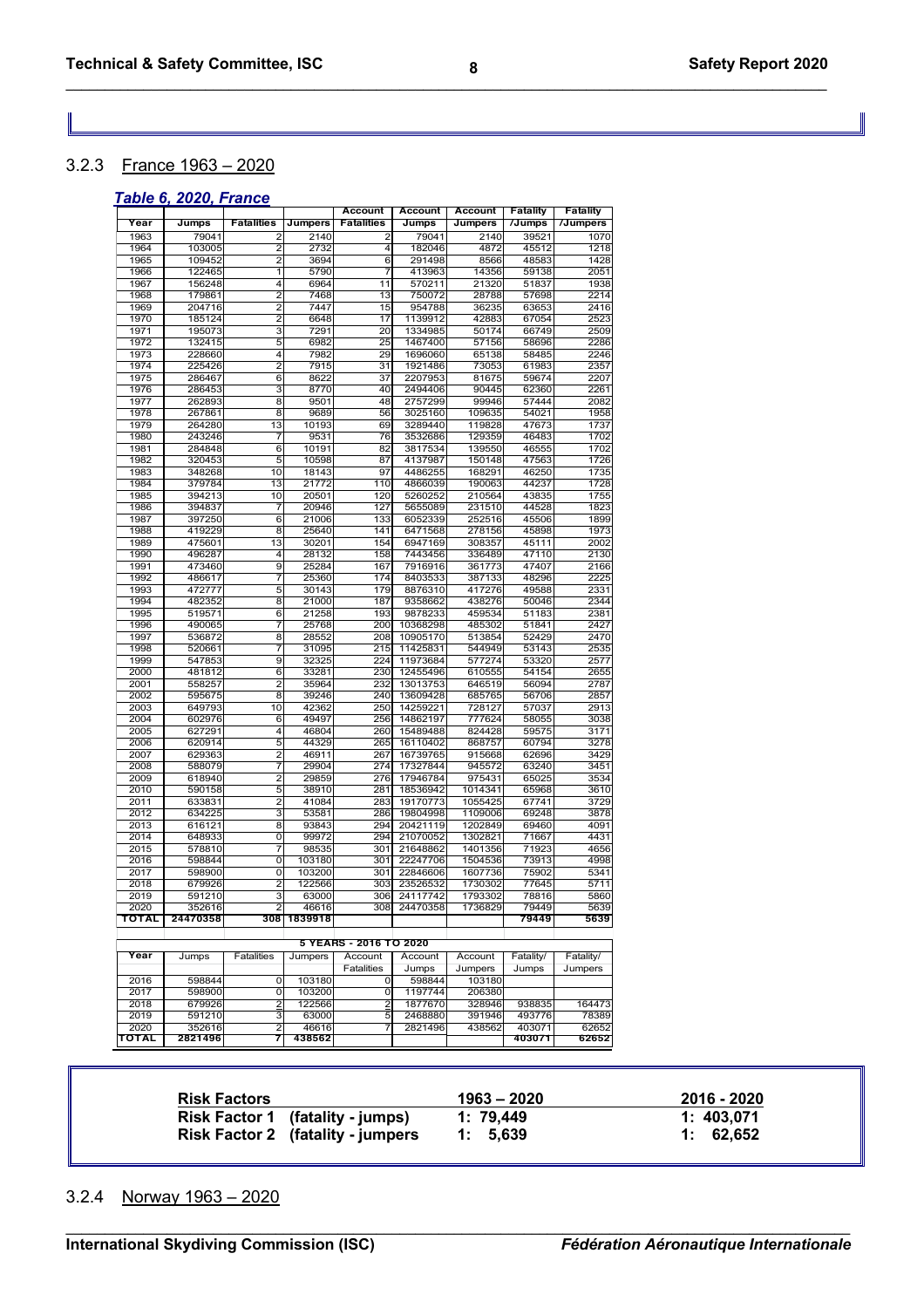### 3.2.3 France 1963 – 2020

***Table 6, 2020, France***

| Year | Jumps | Fatalities | Jumpers | Account Fatalities | Account Jumps | Account Jumpers | Fatality /Jumps | Fatality /Jumpers |
|---|---|---|---|---|---|---|---|---|
| 1963 | 79041 | 2 | 2140 | 2 | 79041 | 2140 | 39521 | 1070 |
| 1964 | 103005 | 2 | 2732 | 4 | 182046 | 4872 | 45512 | 1218 |
| 1965 | 109452 | 2 | 3694 | 6 | 291498 | 8566 | 48583 | 1428 |
| 1966 | 122465 | 1 | 5790 | 7 | 413963 | 14356 | 59138 | 2051 |
| 1967 | 156248 | 4 | 6964 | 11 | 570211 | 21320 | 51837 | 1938 |
| 1968 | 179861 | 2 | 7468 | 13 | 750072 | 28788 | 57698 | 2214 |
| 1969 | 204716 | 2 | 7447 | 15 | 954788 | 36235 | 63653 | 2416 |
| 1970 | 185124 | 2 | 6648 | 17 | 1139912 | 42883 | 67054 | 2523 |
| 1971 | 195073 | 3 | 7291 | 20 | 1334985 | 50174 | 66749 | 2509 |
| 1972 | 132415 | 5 | 6982 | 25 | 1467400 | 57156 | 58696 | 2286 |
| 1973 | 228660 | 4 | 7982 | 29 | 1696060 | 65138 | 58485 | 2246 |
| 1974 | 225426 | 2 | 7915 | 31 | 1921486 | 73053 | 61983 | 2357 |
| 1975 | 286467 | 6 | 8622 | 37 | 2207953 | 81675 | 59674 | 2207 |
| 1976 | 286453 | 3 | 8770 | 40 | 2494406 | 90445 | 62360 | 2261 |
| 1977 | 262893 | 8 | 9501 | 48 | 2757299 | 99946 | 57444 | 2082 |
| 1978 | 267861 | 8 | 9689 | 56 | 3025160 | 109635 | 54021 | 1958 |
| 1979 | 264280 | 13 | 10193 | 69 | 3289440 | 119828 | 47673 | 1737 |
| 1980 | 243246 | 7 | 9531 | 76 | 3532686 | 129359 | 46483 | 1702 |
| 1981 | 284848 | 6 | 10191 | 82 | 3817534 | 139550 | 46555 | 1702 |
| 1982 | 320453 | 5 | 10598 | 87 | 4137987 | 150148 | 47563 | 1726 |
| 1983 | 348268 | 10 | 18143 | 97 | 4486255 | 168291 | 46250 | 1735 |
| 1984 | 379784 | 13 | 21772 | 110 | 4866039 | 190063 | 44237 | 1728 |
| 1985 | 394213 | 10 | 20501 | 120 | 5260252 | 210564 | 43835 | 1755 |
| 1986 | 394837 | 7 | 20946 | 127 | 5655089 | 231510 | 44528 | 1823 |
| 1987 | 397250 | 6 | 21006 | 133 | 6052339 | 252516 | 45506 | 1899 |
| 1988 | 419229 | 8 | 25640 | 141 | 6471568 | 278156 | 45898 | 1973 |
| 1989 | 475601 | 13 | 30201 | 154 | 6947169 | 308357 | 45111 | 2002 |
| 1990 | 496287 | 4 | 28132 | 158 | 7443456 | 336489 | 47110 | 2130 |
| 1991 | 473460 | 9 | 25284 | 167 | 7916916 | 361773 | 47407 | 2166 |
| 1992 | 486617 | 7 | 25360 | 174 | 8403533 | 387133 | 48296 | 2225 |
| 1993 | 472777 | 5 | 30143 | 179 | 8876310 | 417276 | 49588 | 2331 |
| 1994 | 482352 | 8 | 21000 | 187 | 9358662 | 438276 | 50046 | 2344 |
| 1995 | 519571 | 6 | 21258 | 193 | 9878233 | 459534 | 51183 | 2381 |
| 1996 | 490065 | 7 | 25768 | 200 | 10368298 | 485302 | 51841 | 2427 |
| 1997 | 536872 | 8 | 28552 | 208 | 10905170 | 513854 | 52429 | 2470 |
| 1998 | 520661 | 7 | 31095 | 215 | 11425831 | 544949 | 53143 | 2535 |
| 1999 | 547853 | 9 | 32325 | 224 | 11973684 | 577274 | 53320 | 2577 |
| 2000 | 481812 | 6 | 33281 | 230 | 12455496 | 610555 | 54154 | 2655 |
| 2001 | 558257 | 2 | 35964 | 232 | 13013753 | 646519 | 56094 | 2787 |
| 2002 | 595675 | 8 | 39246 | 240 | 13609428 | 685765 | 56706 | 2857 |
| 2003 | 649793 | 10 | 42362 | 250 | 14259221 | 728127 | 57037 | 2913 |
| 2004 | 602976 | 6 | 49497 | 256 | 14862197 | 777624 | 58055 | 3038 |
| 2005 | 627291 | 4 | 46804 | 260 | 15489488 | 824428 | 59575 | 3171 |
| 2006 | 620914 | 5 | 44329 | 265 | 16110402 | 868757 | 60794 | 3278 |
| 2007 | 629363 | 2 | 46911 | 267 | 16739765 | 915668 | 62696 | 3429 |
| 2008 | 588079 | 7 | 29904 | 274 | 17327844 | 945572 | 63240 | 3451 |
| 2009 | 618940 | 2 | 29859 | 276 | 17946784 | 975431 | 65025 | 3534 |
| 2010 | 590158 | 5 | 38910 | 281 | 18536942 | 1014341 | 65968 | 3610 |
| 2011 | 633831 | 2 | 41084 | 283 | 19170773 | 1055425 | 67741 | 3729 |
| 2012 | 634225 | 3 | 53581 | 286 | 19804998 | 1109006 | 69248 | 3878 |
| 2013 | 616121 | 8 | 93843 | 294 | 20421119 | 1202849 | 69460 | 4091 |
| 2014 | 648933 | 0 | 99972 | 294 | 21070052 | 1302821 | 71667 | 4431 |
| 2015 | 578810 | 7 | 98535 | 301 | 21648862 | 1401356 | 71923 | 4656 |
| 2016 | 598844 | 0 | 103180 | 301 | 22247706 | 1504536 | 73913 | 4998 |
| 2017 | 598900 | 0 | 103200 | 301 | 22846606 | 1607736 | 75902 | 5341 |
| 2018 | 679926 | 2 | 122566 | 303 | 23526532 | 1730302 | 77645 | 5711 |
| 2019 | 591210 | 3 | 63000 | 306 | 24117742 | 1793302 | 78816 | 5860 |
| 2020 | 352616 | 2 | 46616 | 308 | 24470358 | 1736829 | 79449 | 5639 |
| **TOTAL** | **24470358** | **308** | **1839918** | | | | **79449** | **5639** |

**5 YEARS - 2016 TO 2020**

| Year | Jumps | Fatalities | Jumpers | Account Fatalities | Account Jumps | Account Jumpers | Fatality/ Jumps | Fatality/ Jumpers |
|---|---|---|---|---|---|---|---|---|
| 2016 | 598844 | 0 | 103180 | 0 | 598844 | 103180 | | |
| 2017 | 598900 | 0 | 103200 | 0 | 1197744 | 206380 | | |
| 2018 | 679926 | 2 | 122566 | 2 | 1877670 | 328946 | 938835 | 164473 |
| 2019 | 591210 | 3 | 63000 | 5 | 2468880 | 391946 | 493776 | 78389 |
| 2020 | 352616 | 2 | 46616 | 7 | 2821496 | 438562 | 403071 | 62652 |
| **TOTAL** | **2821496** | **7** | **438562** | | | | **403071** | **62652** |

| **Risk Factors** | **1963 – 2020** | **2016 - 2020** |
|---|---|---|
| **Risk Factor 1 (fatality - jumps)** | **1: 79,449** | **1: 403,071** |
| **Risk Factor 2 (fatality - jumpers** | **1: 5,639** | **1: 62,652** |

### 3.2.4 Norway 1963 – 2020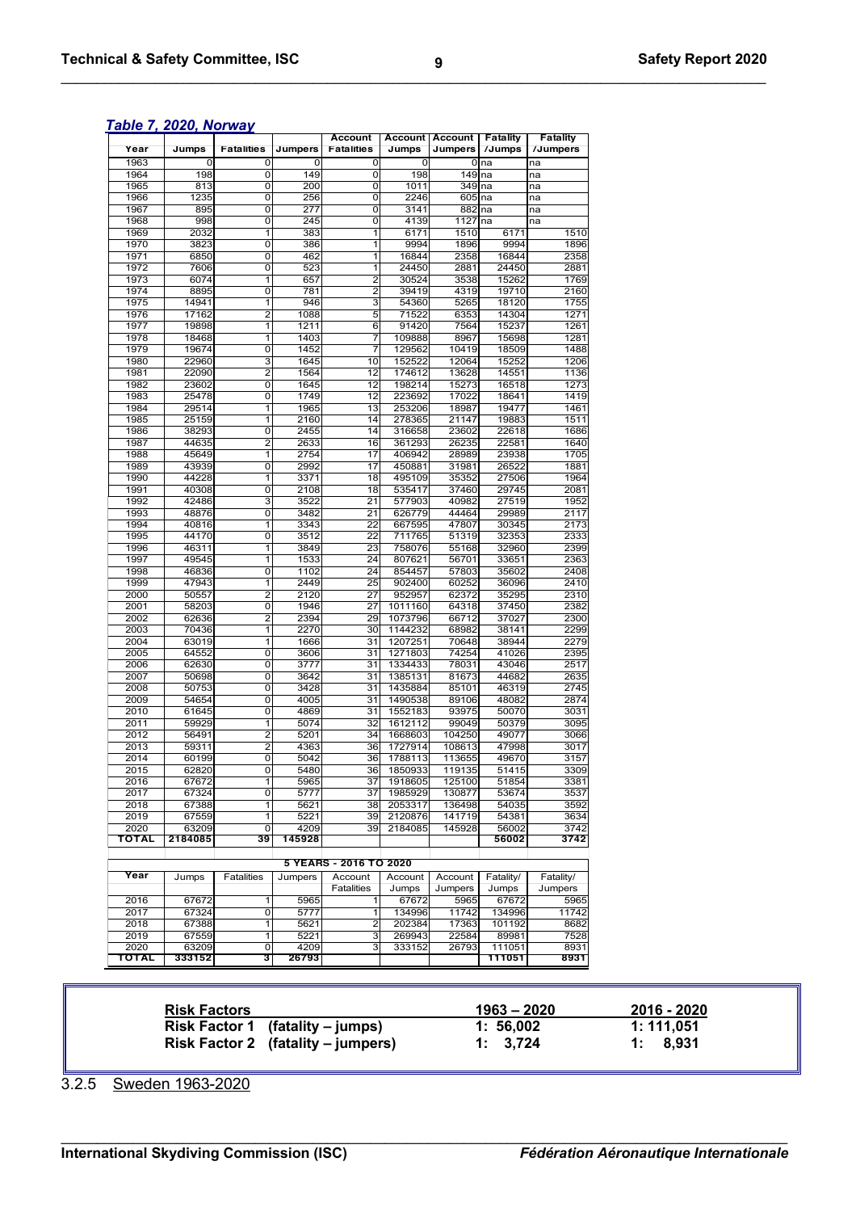***Table 7, 2020, Norway***

| Year | Jumps | Fatalities | Jumpers | Account Fatalities | Account Jumps | Account Jumpers | Fatality /Jumps | Fatality /Jumpers |
|---|---|---|---|---|---|---|---|---|
| 1963 | 0 | 0 | 0 | 0 | 0 | 0 | na | na |
| 1964 | 198 | 0 | 149 | 0 | 198 | 149 | na | na |
| 1965 | 813 | 0 | 200 | 0 | 1011 | 349 | na | na |
| 1966 | 1235 | 0 | 256 | 0 | 2246 | 605 | na | na |
| 1967 | 895 | 0 | 277 | 0 | 3141 | 882 | na | na |
| 1968 | 998 | 0 | 245 | 0 | 4139 | 1127 | na | na |
| 1969 | 2032 | 1 | 383 | 1 | 6171 | 1510 | 6171 | 1510 |
| 1970 | 3823 | 0 | 386 | 1 | 9994 | 1896 | 9994 | 1896 |
| 1971 | 6850 | 0 | 462 | 1 | 16844 | 2358 | 16844 | 2358 |
| 1972 | 7606 | 0 | 523 | 1 | 24450 | 2881 | 24450 | 2881 |
| 1973 | 6074 | 1 | 657 | 2 | 30524 | 3538 | 15262 | 1769 |
| 1974 | 8895 | 0 | 781 | 2 | 39419 | 4319 | 19710 | 2160 |
| 1975 | 14941 | 1 | 946 | 3 | 54360 | 5265 | 18120 | 1755 |
| 1976 | 17162 | 2 | 1088 | 5 | 71522 | 6353 | 14304 | 1271 |
| 1977 | 19898 | 1 | 1211 | 6 | 91420 | 7564 | 15237 | 1261 |
| 1978 | 18468 | 1 | 1403 | 7 | 109888 | 8967 | 15698 | 1281 |
| 1979 | 19674 | 0 | 1452 | 7 | 129562 | 10419 | 18509 | 1488 |
| 1980 | 22960 | 3 | 1645 | 10 | 152522 | 12064 | 15252 | 1206 |
| 1981 | 22090 | 2 | 1564 | 12 | 174612 | 13628 | 14551 | 1136 |
| 1982 | 23602 | 0 | 1645 | 12 | 198214 | 15273 | 16518 | 1273 |
| 1983 | 25478 | 0 | 1749 | 12 | 223692 | 17022 | 18641 | 1419 |
| 1984 | 29514 | 1 | 1965 | 13 | 253206 | 18987 | 19477 | 1461 |
| 1985 | 25159 | 1 | 2160 | 14 | 278365 | 21147 | 19883 | 1511 |
| 1986 | 38293 | 0 | 2455 | 14 | 316658 | 23602 | 22618 | 1686 |
| 1987 | 44635 | 2 | 2633 | 16 | 361293 | 26235 | 22581 | 1640 |
| 1988 | 45649 | 1 | 2754 | 17 | 406942 | 28989 | 23938 | 1705 |
| 1989 | 43939 | 0 | 2992 | 17 | 450881 | 31981 | 26522 | 1881 |
| 1990 | 44228 | 1 | 3371 | 18 | 495109 | 35352 | 27506 | 1964 |
| 1991 | 40308 | 0 | 2108 | 18 | 535417 | 37460 | 29745 | 2081 |
| 1992 | 42486 | 3 | 3522 | 21 | 577903 | 40982 | 27519 | 1952 |
| 1993 | 48876 | 0 | 3482 | 21 | 626779 | 44464 | 29989 | 2117 |
| 1994 | 40816 | 1 | 3343 | 22 | 667595 | 47807 | 30345 | 2173 |
| 1995 | 44170 | 0 | 3512 | 22 | 711765 | 51319 | 32353 | 2333 |
| 1996 | 46311 | 1 | 3849 | 23 | 758076 | 55168 | 32960 | 2399 |
| 1997 | 49545 | 1 | 1533 | 24 | 807621 | 56701 | 33651 | 2363 |
| 1998 | 46836 | 0 | 1102 | 24 | 854457 | 57803 | 35602 | 2408 |
| 1999 | 47943 | 1 | 2449 | 25 | 902400 | 60252 | 36096 | 2410 |
| 2000 | 50557 | 2 | 2120 | 27 | 952957 | 62372 | 35295 | 2310 |
| 2001 | 58203 | 0 | 1946 | 27 | 1011160 | 64318 | 37450 | 2382 |
| 2002 | 62636 | 2 | 2394 | 29 | 1073796 | 66712 | 37027 | 2300 |
| 2003 | 70436 | 1 | 2270 | 30 | 1144232 | 68982 | 38141 | 2299 |
| 2004 | 63019 | 1 | 1666 | 31 | 1207251 | 70648 | 38944 | 2279 |
| 2005 | 64552 | 0 | 3606 | 31 | 1271803 | 74254 | 41026 | 2395 |
| 2006 | 62630 | 0 | 3777 | 31 | 1334433 | 78031 | 43046 | 2517 |
| 2007 | 50698 | 0 | 3642 | 31 | 1385131 | 81673 | 44682 | 2635 |
| 2008 | 50753 | 0 | 3428 | 31 | 1435884 | 85101 | 46319 | 2745 |
| 2009 | 54654 | 0 | 4005 | 31 | 1490538 | 89106 | 48082 | 2874 |
| 2010 | 61645 | 0 | 4869 | 31 | 1552183 | 93975 | 50070 | 3031 |
| 2011 | 59929 | 1 | 5074 | 32 | 1612112 | 99049 | 50379 | 3095 |
| 2012 | 56491 | 2 | 5201 | 34 | 1668603 | 104250 | 49077 | 3066 |
| 2013 | 59311 | 2 | 4363 | 36 | 1727914 | 108613 | 47998 | 3017 |
| 2014 | 60199 | 0 | 5042 | 36 | 1788113 | 113655 | 49670 | 3157 |
| 2015 | 62820 | 0 | 5480 | 36 | 1850933 | 119135 | 51415 | 3309 |
| 2016 | 67672 | 1 | 5965 | 37 | 1918605 | 125100 | 51854 | 3381 |
| 2017 | 67324 | 0 | 5777 | 37 | 1985929 | 130877 | 53674 | 3537 |
| 2018 | 67388 | 1 | 5621 | 38 | 2053317 | 136498 | 54035 | 3592 |
| 2019 | 67559 | 1 | 5221 | 39 | 2120876 | 141719 | 54381 | 3634 |
| 2020 | 63209 | 0 | 4209 | 39 | 2184085 | 145928 | 56002 | 3742 |
| **TOTAL** | **2184085** | **39** | **145928** | | | | **56002** | **3742** |

**5 YEARS - 2016 TO 2020**

| Year | Jumps | Fatalities | Jumpers | Account Fatalities | Account Jumps | Account Jumpers | Fatality/ Jumps | Fatality/ Jumpers |
|---|---|---|---|---|---|---|---|---|
| 2016 | 67672 | 1 | 5965 | 1 | 67672 | 5965 | 67672 | 5965 |
| 2017 | 67324 | 0 | 5777 | 1 | 134996 | 11742 | 134996 | 11742 |
| 2018 | 67388 | 1 | 5621 | 2 | 202384 | 17363 | 101192 | 8682 |
| 2019 | 67559 | 1 | 5221 | 3 | 269943 | 22584 | 89981 | 7528 |
| 2020 | 63209 | 0 | 4209 | 3 | 333152 | 26793 | 111051 | 8931 |
| **TOTAL** | **333152** | **3** | **26793** | | | | **111051** | **8931** |

| **Risk Factors** | **1963 – 2020** | **2016 - 2020** |
|---|---|---|
| **Risk Factor 1 (fatality – jumps)** | **1: 56,002** | **1: 111,051** |
| **Risk Factor 2 (fatality – jumpers)** | **1: 3,724** | **1: 8,931** |

### 3.2.5 Sweden 1963-2020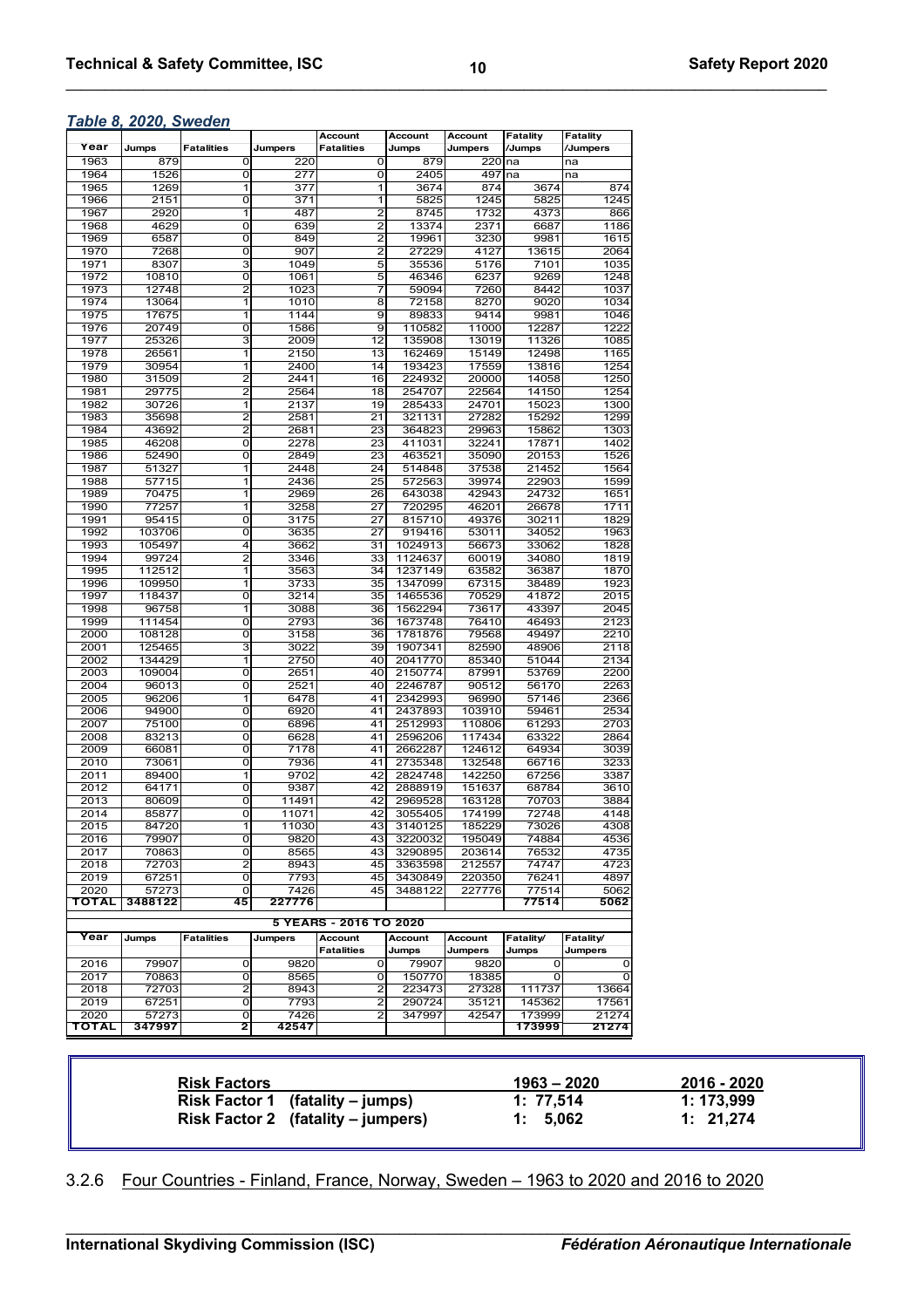*Table 8, 2020, Sweden*

| Year | Jumps | Fatalities | Jumpers | Account Fatalities | Account Jumps | Account Jumpers | Fatality /Jumps | Fatality /Jumpers |
|---|---|---|---|---|---|---|---|---|
| 1963 | 879 | 0 | 220 | 0 | 879 | 220 | na | na |
| 1964 | 1526 | 0 | 277 | 0 | 2405 | 497 | na | na |
| 1965 | 1269 | 1 | 377 | 1 | 3674 | 874 | 3674 | 874 |
| 1966 | 2151 | 0 | 371 | 1 | 5825 | 1245 | 5825 | 1245 |
| 1967 | 2920 | 1 | 487 | 2 | 8745 | 1732 | 4373 | 866 |
| 1968 | 4629 | 0 | 639 | 2 | 13374 | 2371 | 6687 | 1186 |
| 1969 | 6587 | 0 | 849 | 2 | 19961 | 3230 | 9981 | 1615 |
| 1970 | 7268 | 0 | 907 | 2 | 27229 | 4127 | 13615 | 2064 |
| 1971 | 8307 | 3 | 1049 | 5 | 35536 | 5176 | 7101 | 1035 |
| 1972 | 10810 | 0 | 1061 | 5 | 46346 | 6237 | 9269 | 1248 |
| 1973 | 12748 | 2 | 1023 | 7 | 59094 | 7260 | 8442 | 1037 |
| 1974 | 13064 | 1 | 1010 | 8 | 72158 | 8270 | 9020 | 1034 |
| 1975 | 17675 | 1 | 1144 | 9 | 89833 | 9414 | 9981 | 1046 |
| 1976 | 20749 | 0 | 1586 | 9 | 110582 | 11000 | 12287 | 1222 |
| 1977 | 25326 | 3 | 2009 | 12 | 135908 | 13019 | 11326 | 1085 |
| 1978 | 26561 | 1 | 2150 | 13 | 162469 | 15149 | 12498 | 1165 |
| 1979 | 30954 | 1 | 2400 | 14 | 193423 | 17559 | 13816 | 1254 |
| 1980 | 31509 | 2 | 2441 | 16 | 224932 | 20000 | 14058 | 1250 |
| 1981 | 29775 | 2 | 2564 | 18 | 254707 | 22564 | 14150 | 1254 |
| 1982 | 30726 | 1 | 2137 | 19 | 285433 | 24701 | 15023 | 1300 |
| 1983 | 35698 | 2 | 2581 | 21 | 321131 | 27282 | 15292 | 1299 |
| 1984 | 43692 | 2 | 2681 | 23 | 364823 | 29963 | 15862 | 1303 |
| 1985 | 46208 | 0 | 2278 | 23 | 411031 | 32241 | 17871 | 1402 |
| 1986 | 52490 | 0 | 2849 | 23 | 463521 | 35090 | 20153 | 1526 |
| 1987 | 51327 | 1 | 2448 | 24 | 514848 | 37538 | 21452 | 1564 |
| 1988 | 57715 | 1 | 2436 | 25 | 572563 | 39974 | 22903 | 1599 |
| 1989 | 70475 | 1 | 2969 | 26 | 643038 | 42943 | 24732 | 1651 |
| 1990 | 77257 | 1 | 3258 | 27 | 720295 | 46201 | 26678 | 1711 |
| 1991 | 95415 | 0 | 3175 | 27 | 815710 | 49376 | 30211 | 1829 |
| 1992 | 103706 | 0 | 3635 | 27 | 919416 | 53011 | 34052 | 1963 |
| 1993 | 105497 | 4 | 3662 | 31 | 1024913 | 56673 | 33062 | 1828 |
| 1994 | 99724 | 2 | 3346 | 33 | 1124637 | 60019 | 34080 | 1819 |
| 1995 | 112512 | 1 | 3563 | 34 | 1237149 | 63582 | 36387 | 1870 |
| 1996 | 109950 | 1 | 3733 | 35 | 1347099 | 67315 | 38489 | 1923 |
| 1997 | 118437 | 0 | 3214 | 35 | 1465536 | 70529 | 41872 | 2015 |
| 1998 | 96758 | 1 | 3088 | 36 | 1562294 | 73617 | 43397 | 2045 |
| 1999 | 111454 | 0 | 2793 | 36 | 1673748 | 76410 | 46493 | 2123 |
| 2000 | 108128 | 0 | 3158 | 36 | 1781876 | 79568 | 49497 | 2210 |
| 2001 | 125465 | 3 | 3022 | 39 | 1907341 | 82590 | 48906 | 2118 |
| 2002 | 134429 | 1 | 2750 | 40 | 2041770 | 85340 | 51044 | 2134 |
| 2003 | 109004 | 0 | 2651 | 40 | 2150774 | 87991 | 53769 | 2200 |
| 2004 | 96013 | 0 | 2521 | 40 | 2246787 | 90512 | 56170 | 2263 |
| 2005 | 96206 | 1 | 6478 | 41 | 2342993 | 96990 | 57146 | 2366 |
| 2006 | 94900 | 0 | 6920 | 41 | 2437893 | 103910 | 59461 | 2534 |
| 2007 | 75100 | 0 | 6896 | 41 | 2512993 | 110806 | 61293 | 2703 |
| 2008 | 83213 | 0 | 6628 | 41 | 2596206 | 117434 | 63322 | 2864 |
| 2009 | 66081 | 0 | 7178 | 41 | 2662287 | 124612 | 64934 | 3039 |
| 2010 | 73061 | 0 | 7936 | 41 | 2735348 | 132548 | 66716 | 3233 |
| 2011 | 89400 | 1 | 9702 | 42 | 2824748 | 142250 | 67256 | 3387 |
| 2012 | 64171 | 0 | 9387 | 42 | 2888919 | 151637 | 68784 | 3610 |
| 2013 | 80609 | 0 | 11491 | 42 | 2969528 | 163128 | 70703 | 3884 |
| 2014 | 85877 | 0 | 11071 | 42 | 3055405 | 174199 | 72748 | 4148 |
| 2015 | 84720 | 1 | 11030 | 43 | 3140125 | 185229 | 73026 | 4308 |
| 2016 | 79907 | 0 | 9820 | 43 | 3220032 | 195049 | 74884 | 4536 |
| 2017 | 70863 | 0 | 8565 | 43 | 3290895 | 203614 | 76532 | 4735 |
| 2018 | 72703 | 2 | 8943 | 45 | 3363598 | 212557 | 74747 | 4723 |
| 2019 | 67251 | 0 | 7793 | 45 | 3430849 | 220350 | 76241 | 4897 |
| 2020 | 57273 | 0 | 7426 | 45 | 3488122 | 227776 | 77514 | 5062 |
| **TOTAL** | **3488122** | **45** | **227776** | | | | **77514** | **5062** |

**5 YEARS - 2016 TO 2020**

| Year | Jumps | Fatalities | Jumpers | Account Fatalities | Account Jumps | Account Jumpers | Fatality/ Jumps | Fatality/ Jumpers |
|---|---|---|---|---|---|---|---|---|
| 2016 | 79907 | 0 | 9820 | 0 | 79907 | 9820 | 0 | 0 |
| 2017 | 70863 | 0 | 8565 | 0 | 150770 | 18385 | 0 | 0 |
| 2018 | 72703 | 2 | 8943 | 2 | 223473 | 27328 | 111737 | 13664 |
| 2019 | 67251 | 0 | 7793 | 2 | 290724 | 35121 | 145362 | 17561 |
| 2020 | 57273 | 0 | 7426 | 2 | 347997 | 42547 | 173999 | 21274 |
| **TOTAL** | **347997** | **2** | **42547** | | | | **173999** | **21274** |

| **Risk Factors** | **1963 – 2020** | **2016 - 2020** |
|---|---|---|
| **Risk Factor 1 (fatality – jumps)** | **1: 77,514** | **1: 173,999** |
| **Risk Factor 2 (fatality – jumpers)** | **1: 5,062** | **1: 21,274** |

3.2.6 Four Countries - Finland, France, Norway, Sweden – 1963 to 2020 and 2016 to 2020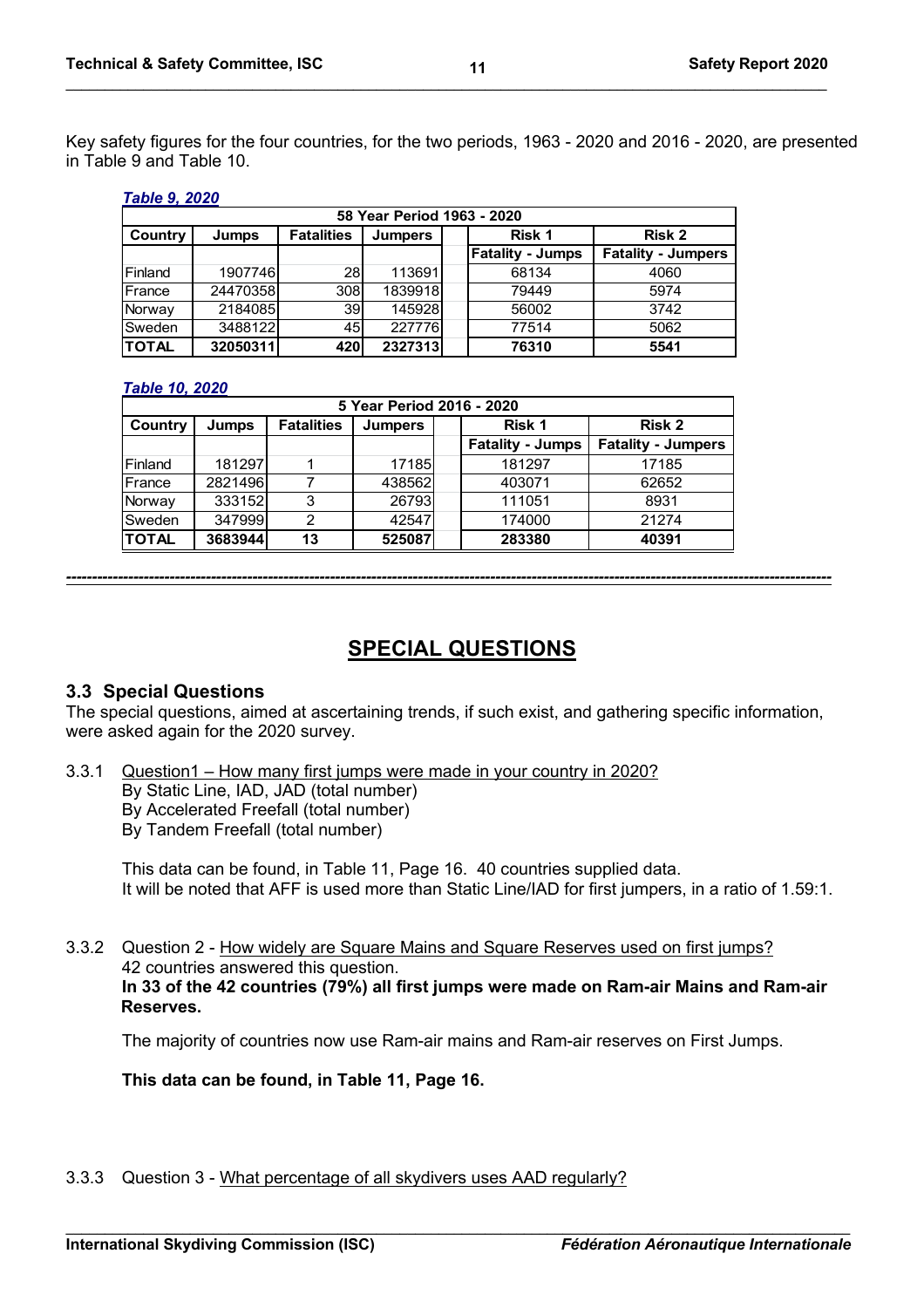Key safety figures for the four countries, for the two periods, 1963 - 2020 and 2016 - 2020, are presented in Table 9 and Table 10.

***Table 9, 2020***

| 58 Year Period 1963 - 2020 | | | | | | |
|---|---|---|---|---|---|---|
| **Country** | **Jumps** | **Fatalities** | **Jumpers** | | **Risk 1** | **Risk 2** |
| | | | | | **Fatality - Jumps** | **Fatality - Jumpers** |
| Finland | 1907746 | 28 | 113691 | | 68134 | 4060 |
| France | 24470358 | 308 | 1839918 | | 79449 | 5974 |
| Norway | 2184085 | 39 | 145928 | | 56002 | 3742 |
| Sweden | 3488122 | 45 | 227776 | | 77514 | 5062 |
| **TOTAL** | **32050311** | **420** | **2327313** | | **76310** | **5541** |

***Table 10, 2020***

| 5 Year Period 2016 - 2020 | | | | | | |
|---|---|---|---|---|---|---|
| **Country** | **Jumps** | **Fatalities** | **Jumpers** | | **Risk 1** | **Risk 2** |
| | | | | | **Fatality - Jumps** | **Fatality - Jumpers** |
| Finland | 181297 | 1 | 17185 | | 181297 | 17185 |
| France | 2821496 | 7 | 438562 | | 403071 | 62652 |
| Norway | 333152 | 3 | 26793 | | 111051 | 8931 |
| Sweden | 347999 | 2 | 42547 | | 174000 | 21274 |
| **TOTAL** | **3683944** | **13** | **525087** | | **283380** | **40391** |

---

# SPECIAL QUESTIONS

## 3.3 Special Questions

The special questions, aimed at ascertaining trends, if such exist, and gathering specific information, were asked again for the 2020 survey.

3.3.1 Question1 – How many first jumps were made in your country in 2020?
By Static Line, IAD, JAD (total number)
By Accelerated Freefall (total number)
By Tandem Freefall (total number)

This data can be found, in Table 11, Page 16. 40 countries supplied data.
It will be noted that AFF is used more than Static Line/IAD for first jumpers, in a ratio of 1.59:1.

3.3.2 Question 2 - How widely are Square Mains and Square Reserves used on first jumps?
42 countries answered this question.
**In 33 of the 42 countries (79%) all first jumps were made on Ram-air Mains and Ram-air Reserves.**

The majority of countries now use Ram-air mains and Ram-air reserves on First Jumps.

**This data can be found, in Table 11, Page 16.**

3.3.3 Question 3 - What percentage of all skydivers uses AAD regularly?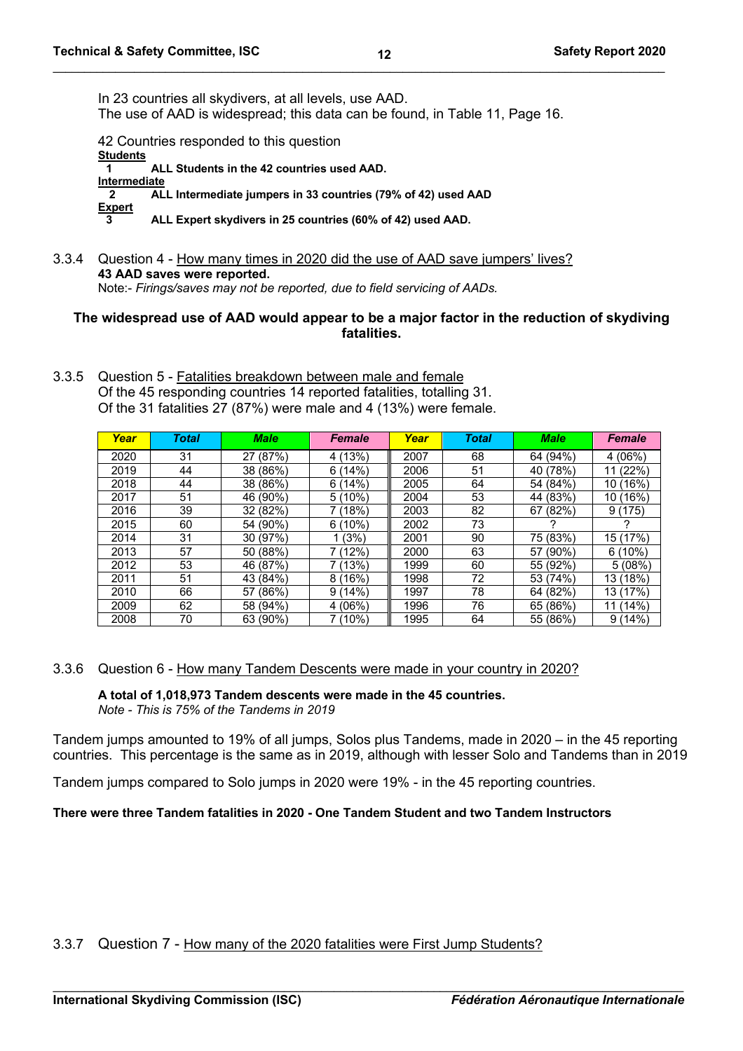In 23 countries all skydivers, at all levels, use AAD.
The use of AAD is widespread; this data can be found, in Table 11, Page 16.

42 Countries responded to this question

**Students**

**1 ALL Students in the 42 countries used AAD.**

**Intermediate**

**2 ALL Intermediate jumpers in 33 countries (79% of 42) used AAD**

**Expert**

**3 ALL Expert skydivers in 25 countries (60% of 42) used AAD.**

3.3.4 Question 4 - How many times in 2020 did the use of AAD save jumpers' lives?

**43 AAD saves were reported.**

Note:- *Firings/saves may not be reported, due to field servicing of AADs.*

**The widespread use of AAD would appear to be a major factor in the reduction of skydiving fatalities.**

3.3.5 Question 5 - Fatalities breakdown between male and female

Of the 45 responding countries 14 reported fatalities, totalling 31.
Of the 31 fatalities 27 (87%) were male and 4 (13%) were female.

| Year | Total | Male | Female | Year | Total | Male | Female |
|---|---|---|---|---|---|---|---|
| 2020 | 31 | 27 (87%) | 4 (13%) | 2007 | 68 | 64 (94%) | 4 (06%) |
| 2019 | 44 | 38 (86%) | 6 (14%) | 2006 | 51 | 40 (78%) | 11 (22%) |
| 2018 | 44 | 38 (86%) | 6 (14%) | 2005 | 64 | 54 (84%) | 10 (16%) |
| 2017 | 51 | 46 (90%) | 5 (10%) | 2004 | 53 | 44 (83%) | 10 (16%) |
| 2016 | 39 | 32 (82%) | 7 (18%) | 2003 | 82 | 67 (82%) | 9 (175) |
| 2015 | 60 | 54 (90%) | 6 (10%) | 2002 | 73 | ? | ? |
| 2014 | 31 | 30 (97%) | 1 (3%) | 2001 | 90 | 75 (83%) | 15 (17%) |
| 2013 | 57 | 50 (88%) | 7 (12%) | 2000 | 63 | 57 (90%) | 6 (10%) |
| 2012 | 53 | 46 (87%) | 7 (13%) | 1999 | 60 | 55 (92%) | 5 (08%) |
| 2011 | 51 | 43 (84%) | 8 (16%) | 1998 | 72 | 53 (74%) | 13 (18%) |
| 2010 | 66 | 57 (86%) | 9 (14%) | 1997 | 78 | 64 (82%) | 13 (17%) |
| 2009 | 62 | 58 (94%) | 4 (06%) | 1996 | 76 | 65 (86%) | 11 (14%) |
| 2008 | 70 | 63 (90%) | 7 (10%) | 1995 | 64 | 55 (86%) | 9 (14%) |

3.3.6 Question 6 - How many Tandem Descents were made in your country in 2020?

**A total of 1,018,973 Tandem descents were made in the 45 countries.**

*Note - This is 75% of the Tandems in 2019*

Tandem jumps amounted to 19% of all jumps, Solos plus Tandems, made in 2020 – in the 45 reporting countries. This percentage is the same as in 2019, although with lesser Solo and Tandems than in 2019

Tandem jumps compared to Solo jumps in 2020 were 19% - in the 45 reporting countries.

**There were three Tandem fatalities in 2020 - One Tandem Student and two Tandem Instructors**

3.3.7 Question 7 - How many of the 2020 fatalities were First Jump Students?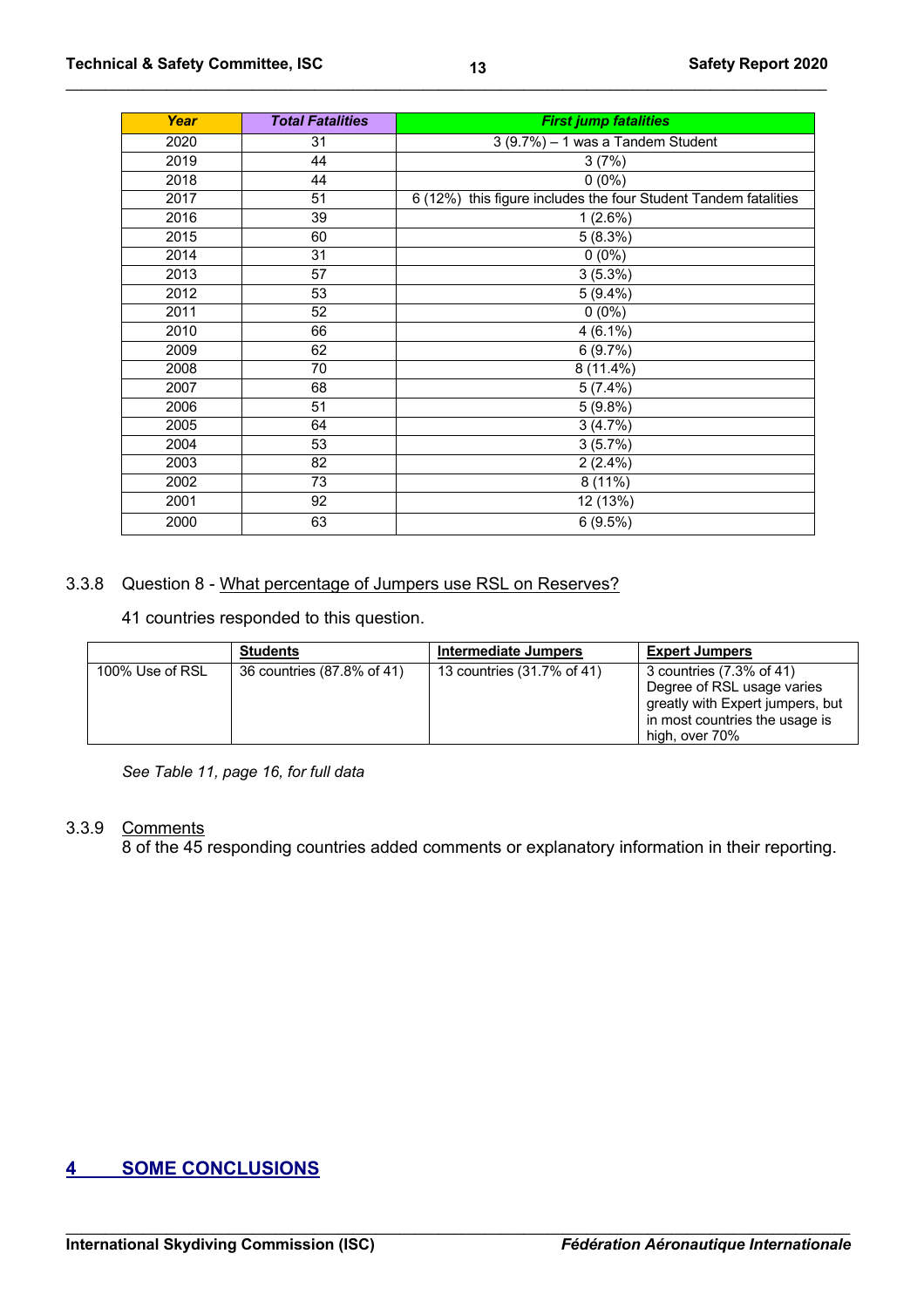| Year | Total Fatalities | First jump fatalities |
|---|---|---|
| 2020 | 31 | 3 (9.7%) – 1 was a Tandem Student |
| 2019 | 44 | 3 (7%) |
| 2018 | 44 | 0 (0%) |
| 2017 | 51 | 6 (12%) this figure includes the four Student Tandem fatalities |
| 2016 | 39 | 1 (2.6%) |
| 2015 | 60 | 5 (8.3%) |
| 2014 | 31 | 0 (0%) |
| 2013 | 57 | 3 (5.3%) |
| 2012 | 53 | 5 (9.4%) |
| 2011 | 52 | 0 (0%) |
| 2010 | 66 | 4 (6.1%) |
| 2009 | 62 | 6 (9.7%) |
| 2008 | 70 | 8 (11.4%) |
| 2007 | 68 | 5 (7.4%) |
| 2006 | 51 | 5 (9.8%) |
| 2005 | 64 | 3 (4.7%) |
| 2004 | 53 | 3 (5.7%) |
| 2003 | 82 | 2 (2.4%) |
| 2002 | 73 | 8 (11%) |
| 2001 | 92 | 12 (13%) |
| 2000 | 63 | 6 (9.5%) |

### 3.3.8 Question 8 - What percentage of Jumpers use RSL on Reserves?

41 countries responded to this question.

| | Students | Intermediate Jumpers | Expert Jumpers |
|---|---|---|---|
| 100% Use of RSL | 36 countries (87.8% of 41) | 13 countries (31.7% of 41) | 3 countries (7.3% of 41) Degree of RSL usage varies greatly with Expert jumpers, but in most countries the usage is high, over 70% |

*See Table 11, page 16, for full data*

### 3.3.9 Comments

8 of the 45 responding countries added comments or explanatory information in their reporting.

## 4 SOME CONCLUSIONS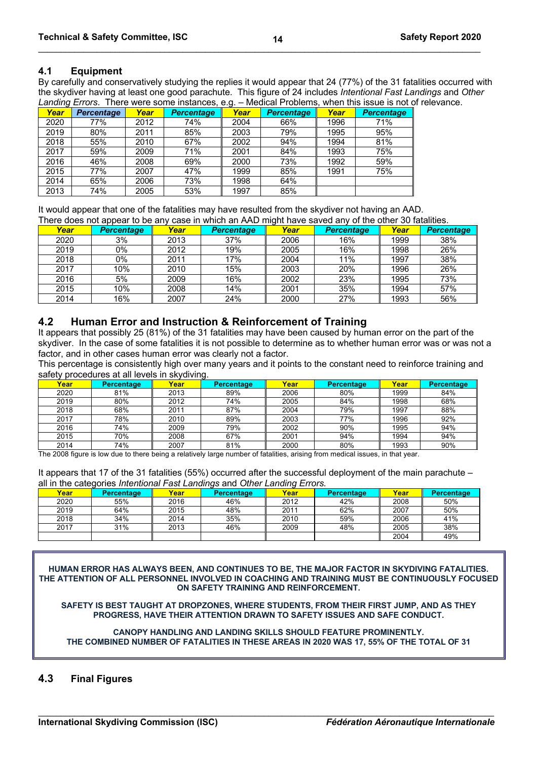## 4.1 Equipment

By carefully and conservatively studying the replies it would appear that 24 (77%) of the 31 fatalities occurred with the skydiver having at least one good parachute. This figure of 24 includes *Intentional Fast Landings* and *Other Landing Errors*. There were some instances, e.g. – Medical Problems, when this issue is not of relevance.

| Year | Percentage | Year | Percentage | Year | Percentage | Year | Percentage |
|---|---|---|---|---|---|---|---|
| 2020 | 77% | 2012 | 74% | 2004 | 66% | 1996 | 71% |
| 2019 | 80% | 2011 | 85% | 2003 | 79% | 1995 | 95% |
| 2018 | 55% | 2010 | 67% | 2002 | 94% | 1994 | 81% |
| 2017 | 59% | 2009 | 71% | 2001 | 84% | 1993 | 75% |
| 2016 | 46% | 2008 | 69% | 2000 | 73% | 1992 | 59% |
| 2015 | 77% | 2007 | 47% | 1999 | 85% | 1991 | 75% |
| 2014 | 65% | 2006 | 73% | 1998 | 64% | | |
| 2013 | 74% | 2005 | 53% | 1997 | 85% | | |

It would appear that one of the fatalities may have resulted from the skydiver not having an AAD.
There does not appear to be any case in which an AAD might have saved any of the other 30 fatalities.

| Year | Percentage | Year | Percentage | Year | Percentage | Year | Percentage |
|---|---|---|---|---|---|---|---|
| 2020 | 3% | 2013 | 37% | 2006 | 16% | 1999 | 38% |
| 2019 | 0% | 2012 | 19% | 2005 | 16% | 1998 | 26% |
| 2018 | 0% | 2011 | 17% | 2004 | 11% | 1997 | 38% |
| 2017 | 10% | 2010 | 15% | 2003 | 20% | 1996 | 26% |
| 2016 | 5% | 2009 | 16% | 2002 | 23% | 1995 | 73% |
| 2015 | 10% | 2008 | 14% | 2001 | 35% | 1994 | 57% |
| 2014 | 16% | 2007 | 24% | 2000 | 27% | 1993 | 56% |

## 4.2 Human Error and Instruction & Reinforcement of Training

It appears that possibly 25 (81%) of the 31 fatalities may have been caused by human error on the part of the skydiver. In the case of some fatalities it is not possible to determine as to whether human error was or was not a factor, and in other cases human error was clearly not a factor.
This percentage is consistently high over many years and it points to the constant need to reinforce training and safety procedures at all levels in skydiving.

| Year | Percentage | Year | Percentage | Year | Percentage | Year | Percentage |
|---|---|---|---|---|---|---|---|
| 2020 | 81% | 2013 | 89% | 2006 | 80% | 1999 | 84% |
| 2019 | 80% | 2012 | 74% | 2005 | 84% | 1998 | 68% |
| 2018 | 68% | 2011 | 87% | 2004 | 79% | 1997 | 88% |
| 2017 | 78% | 2010 | 89% | 2003 | 77% | 1996 | 92% |
| 2016 | 74% | 2009 | 79% | 2002 | 90% | 1995 | 94% |
| 2015 | 70% | 2008 | 67% | 2001 | 94% | 1994 | 94% |
| 2014 | 74% | 2007 | 81% | 2000 | 80% | 1993 | 90% |

The 2008 figure is low due to there being a relatively large number of fatalities, arising from medical issues, in that year.

It appears that 17 of the 31 fatalities (55%) occurred after the successful deployment of the main parachute – all in the categories *Intentional Fast Landings* and *Other Landing Errors.*

| Year | Percentage | Year | Percentage | Year | Percentage | Year | Percentage |
|---|---|---|---|---|---|---|---|
| 2020 | 55% | 2016 | 46% | 2012 | 42% | 2008 | 50% |
| 2019 | 64% | 2015 | 48% | 2011 | 62% | 2007 | 50% |
| 2018 | 34% | 2014 | 35% | 2010 | 59% | 2006 | 41% |
| 2017 | 31% | 2013 | 46% | 2009 | 48% | 2005 | 38% |
| | | | | | | 2004 | 49% |

**HUMAN ERROR HAS ALWAYS BEEN, AND CONTINUES TO BE, THE MAJOR FACTOR IN SKYDIVING FATALITIES. THE ATTENTION OF ALL PERSONNEL INVOLVED IN COACHING AND TRAINING MUST BE CONTINUOUSLY FOCUSED ON SAFETY TRAINING AND REINFORCEMENT.**

**SAFETY IS BEST TAUGHT AT DROPZONES, WHERE STUDENTS, FROM THEIR FIRST JUMP, AND AS THEY PROGRESS, HAVE THEIR ATTENTION DRAWN TO SAFETY ISSUES AND SAFE CONDUCT.**

**CANOPY HANDLING AND LANDING SKILLS SHOULD FEATURE PROMINENTLY. THE COMBINED NUMBER OF FATALITIES IN THESE AREAS IN 2020 WAS 17, 55% OF THE TOTAL OF 31**

## 4.3 Final Figures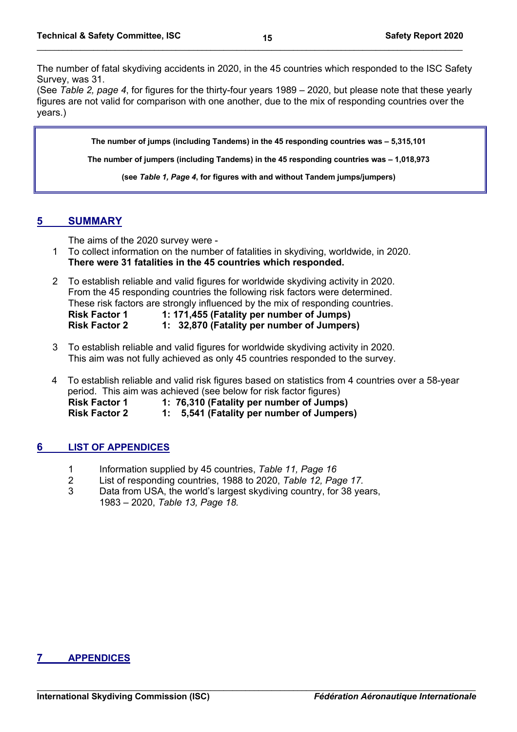The number of fatal skydiving accidents in 2020, in the 45 countries which responded to the ISC Safety Survey, was 31.
(See *Table 2, page 4*, for figures for the thirty-four years 1989 – 2020, but please note that these yearly figures are not valid for comparison with one another, due to the mix of responding countries over the years.)

**The number of jumps (including Tandems) in the 45 responding countries was – 5,315,101**

**The number of jumpers (including Tandems) in the 45 responding countries was – 1,018,973**

**(see *Table 1, Page 4*, for figures with and without Tandem jumps/jumpers)**

## 5 SUMMARY

The aims of the 2020 survey were -

1. To collect information on the number of fatalities in skydiving, worldwide, in 2020.
   **There were 31 fatalities in the 45 countries which responded.**

2. To establish reliable and valid figures for worldwide skydiving activity in 2020.
   From the 45 responding countries the following risk factors were determined.
   These risk factors are strongly influenced by the mix of responding countries.
   **Risk Factor 1 1: 171,455 (Fatality per number of Jumps)**
   **Risk Factor 2 1: 32,870 (Fatality per number of Jumpers)**

3. To establish reliable and valid figures for worldwide skydiving activity in 2020.
   This aim was not fully achieved as only 45 countries responded to the survey.

4. To establish reliable and valid risk figures based on statistics from 4 countries over a 58-year period. This aim was achieved (see below for risk factor figures)
   **Risk Factor 1 1: 76,310 (Fatality per number of Jumps)**
   **Risk Factor 2 1: 5,541 (Fatality per number of Jumpers)**

## 6 LIST OF APPENDICES

1. Information supplied by 45 countries, *Table 11, Page 16*
2. List of responding countries, 1988 to 2020, *Table 12, Page 17.*
3. Data from USA, the world's largest skydiving country, for 38 years, 1983 – 2020, *Table 13, Page 18.*

## 7 APPENDICES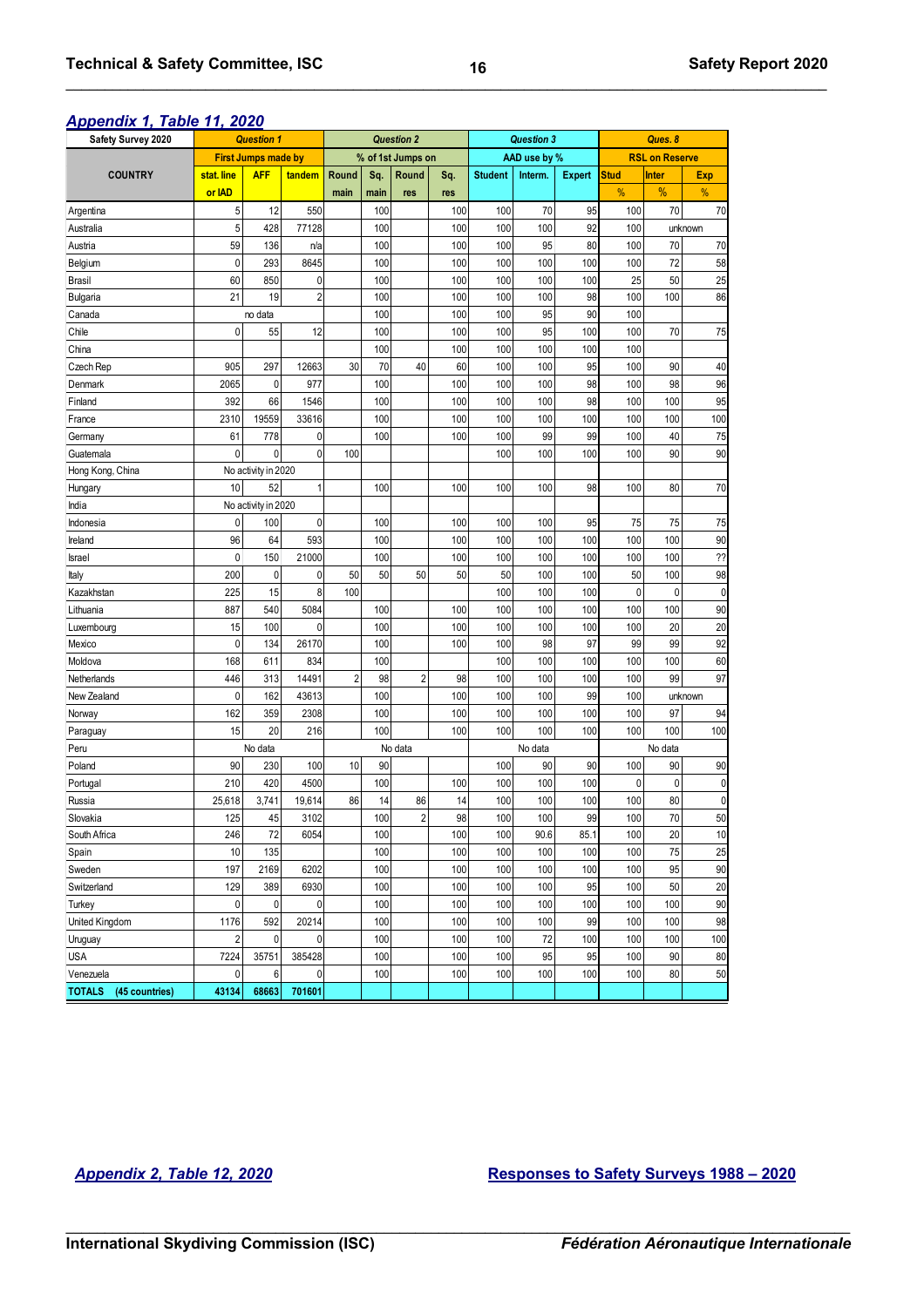## *Appendix 1, Table 11, 2020*

| Safety Survey 2020 | Question 1 | | | Question 2 | | | | Question 3 | | | Ques. 8 | | |
|---|---|---|---|---|---|---|---|---|---|---|---|---|---|
| | First Jumps made by | | | % of 1st Jumps on | | | | AAD use by % | | | RSL on Reserve | | |
| COUNTRY | stat. line or IAD | AFF | tandem | Round main | Sq. main | Round res | Sq. res | Student | Interm. | Expert | Stud % | Inter % | Exp % |
| Argentina | 5 | 12 | 550 | | 100 | | 100 | 100 | 70 | 95 | 100 | 70 | 70 |
| Australia | 5 | 428 | 77128 | | 100 | | 100 | 100 | 100 | 92 | 100 | unknown | |
| Austria | 59 | 136 | n/a | | 100 | | 100 | 100 | 95 | 80 | 100 | 70 | 70 |
| Belgium | 0 | 293 | 8645 | | 100 | | 100 | 100 | 100 | 100 | 100 | 72 | 58 |
| Brasil | 60 | 850 | 0 | | 100 | | 100 | 100 | 100 | 100 | 25 | 50 | 25 |
| Bulgaria | 21 | 19 | 2 | | 100 | | 100 | 100 | 100 | 98 | 100 | 100 | 86 |
| Canada | no data | | | | 100 | | 100 | 100 | 95 | 90 | 100 | | |
| Chile | 0 | 55 | 12 | | 100 | | 100 | 100 | 95 | 100 | 100 | 70 | 75 |
| China | | | | | 100 | | 100 | 100 | 100 | 100 | 100 | | |
| Czech Rep | 905 | 297 | 12663 | 30 | 70 | 40 | 60 | 100 | 100 | 95 | 100 | 90 | 40 |
| Denmark | 2065 | 0 | 977 | | 100 | | 100 | 100 | 100 | 98 | 100 | 98 | 96 |
| Finland | 392 | 66 | 1546 | | 100 | | 100 | 100 | 100 | 98 | 100 | 100 | 95 |
| France | 2310 | 19559 | 33616 | | 100 | | 100 | 100 | 100 | 100 | 100 | 100 | 100 |
| Germany | 61 | 778 | 0 | | 100 | | 100 | 100 | 99 | 99 | 100 | 40 | 75 |
| Guatemala | 0 | 0 | 0 | 100 | | | | 100 | 100 | 100 | 100 | 90 | 90 |
| Hong Kong, China | No activity in 2020 | | | | | | | | | | | | |
| Hungary | 10 | 52 | 1 | | 100 | | 100 | 100 | 100 | 98 | 100 | 80 | 70 |
| India | No activity in 2020 | | | | | | | | | | | | |
| Indonesia | 0 | 100 | 0 | | 100 | | 100 | 100 | 100 | 95 | 75 | 75 | 75 |
| Ireland | 96 | 64 | 593 | | 100 | | 100 | 100 | 100 | 100 | 100 | 100 | 90 |
| Israel | 0 | 150 | 21000 | | 100 | | 100 | 100 | 100 | 100 | 100 | 100 | ?? |
| Italy | 200 | 0 | 0 | 50 | 50 | 50 | 50 | 50 | 100 | 100 | 50 | 100 | 98 |
| Kazakhstan | 225 | 15 | 8 | 100 | | | | 100 | 100 | 100 | 0 | 0 | 0 |
| Lithuania | 887 | 540 | 5084 | | 100 | | 100 | 100 | 100 | 100 | 100 | 100 | 90 |
| Luxembourg | 15 | 100 | 0 | | 100 | | 100 | 100 | 100 | 100 | 100 | 20 | 20 |
| Mexico | 0 | 134 | 26170 | | 100 | | 100 | 100 | 98 | 97 | 99 | 99 | 92 |
| Moldova | 168 | 611 | 834 | | 100 | | | 100 | 100 | 100 | 100 | 100 | 60 |
| Netherlands | 446 | 313 | 14491 | 2 | 98 | 2 | 98 | 100 | 100 | 100 | 100 | 99 | 97 |
| New Zealand | 0 | 162 | 43613 | | 100 | | 100 | 100 | 100 | 99 | 100 | unknown | |
| Norway | 162 | 359 | 2308 | | 100 | | 100 | 100 | 100 | 100 | 100 | 97 | 94 |
| Paraguay | 15 | 20 | 216 | | 100 | | 100 | 100 | 100 | 100 | 100 | 100 | 100 |
| Peru | No data | | | No data | | | | No data | | | No data | | |
| Poland | 90 | 230 | 100 | 10 | 90 | | | 100 | 90 | 90 | 100 | 90 | 90 |
| Portugal | 210 | 420 | 4500 | | 100 | | 100 | 100 | 100 | 100 | 0 | 0 | 0 |
| Russia | 25,618 | 3,741 | 19,614 | 86 | 14 | 86 | 14 | 100 | 100 | 100 | 100 | 80 | 0 |
| Slovakia | 125 | 45 | 3102 | | 100 | 2 | 98 | 100 | 100 | 99 | 100 | 70 | 50 |
| South Africa | 246 | 72 | 6054 | | 100 | | 100 | 100 | 90.6 | 85.1 | 100 | 20 | 10 |
| Spain | 10 | 135 | | | 100 | | 100 | 100 | 100 | 100 | 100 | 75 | 25 |
| Sweden | 197 | 2169 | 6202 | | 100 | | 100 | 100 | 100 | 100 | 100 | 95 | 90 |
| Switzerland | 129 | 389 | 6930 | | 100 | | 100 | 100 | 100 | 95 | 100 | 50 | 20 |
| Turkey | 0 | 0 | 0 | | 100 | | 100 | 100 | 100 | 100 | 100 | 100 | 90 |
| United Kingdom | 1176 | 592 | 20214 | | 100 | | 100 | 100 | 100 | 99 | 100 | 100 | 98 |
| Uruguay | 2 | 0 | 0 | | 100 | | 100 | 100 | 72 | 100 | 100 | 100 | 100 |
| USA | 7224 | 35751 | 385428 | | 100 | | 100 | 100 | 95 | 95 | 100 | 90 | 80 |
| Venezuela | 0 | 6 | 0 | | 100 | | 100 | 100 | 100 | 100 | 100 | 80 | 50 |
| **TOTALS (45 countries)** | **43134** | **68663** | **701601** | | | | | | | | | | |

## *Appendix 2, Table 12, 2020* — Responses to Safety Surveys 1988 – 2020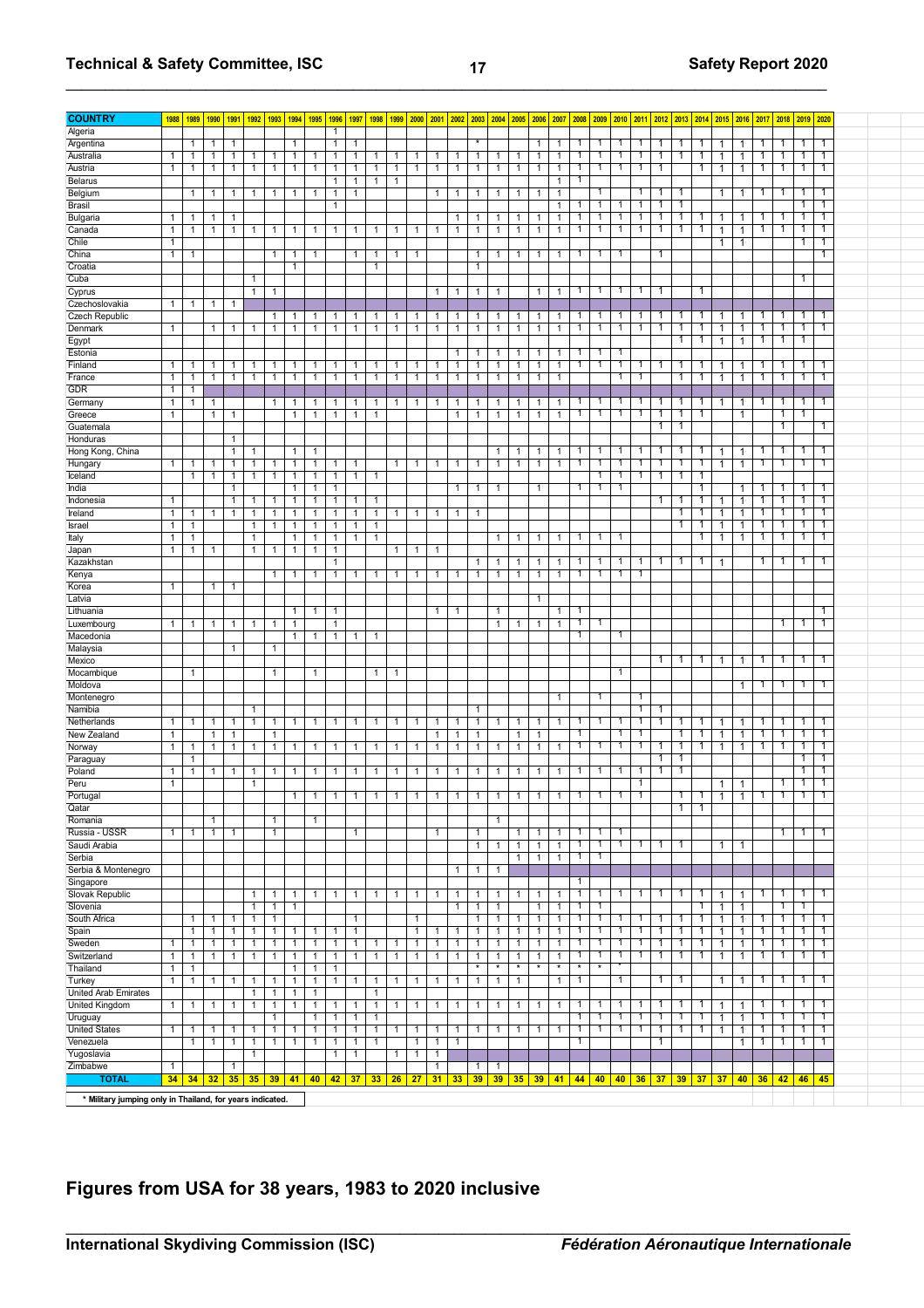| COUNTRY | 1988 | 1989 | 1990 | 1991 | 1992 | 1993 | 1994 | 1995 | 1996 | 1997 | 1998 | 1999 | 2000 | 2001 | 2002 | 2003 | 2004 | 2005 | 2006 | 2007 | 2008 | 2009 | 2010 | 2011 | 2012 | 2013 | 2014 | 2015 | 2016 | 2017 | 2018 | 2019 | 2020 |
|---|---|---|---|---|---|---|---|---|---|---|---|---|---|---|---|---|---|---|---|---|---|---|---|---|---|---|---|---|---|---|---|---|---|
| Algeria | | | | | | | | | 1 | | | | | | | | | | | | | | | | | | | | | | | | |
| Argentina | | 1 | 1 | 1 | | | 1 | | 1 | 1 | | | | | | * | | | 1 | 1 | 1 | 1 | 1 | 1 | 1 | 1 | 1 | 1 | 1 | 1 | 1 | 1 | 1 |
| Australia | 1 | 1 | 1 | 1 | 1 | 1 | 1 | 1 | 1 | 1 | 1 | 1 | 1 | 1 | 1 | 1 | 1 | 1 | 1 | 1 | 1 | 1 | 1 | 1 | 1 | 1 | 1 | 1 | 1 | 1 | 1 | 1 | 1 |
| Austria | 1 | 1 | 1 | 1 | 1 | 1 | 1 | 1 | 1 | 1 | 1 | 1 | 1 | 1 | 1 | 1 | 1 | 1 | 1 | 1 | 1 | 1 | 1 | 1 | 1 | | 1 | 1 | 1 | 1 | 1 | 1 | 1 |
| Belarus | | | | | | | | | 1 | 1 | 1 | 1 | | | | | | | | 1 | 1 | | | | | | | | | | | | |
| Belgium | | 1 | 1 | 1 | 1 | 1 | 1 | 1 | 1 | 1 | | | | 1 | 1 | 1 | 1 | 1 | 1 | 1 | | 1 | | 1 | 1 | 1 | | 1 | 1 | 1 | 1 | 1 | 1 |
| Brasil | | | | | | | | | 1 | | | | | | | | | | | 1 | 1 | 1 | 1 | 1 | 1 | 1 | | | | | | 1 | 1 |
| Bulgaria | 1 | 1 | 1 | 1 | | | | | | | | | | | 1 | 1 | 1 | 1 | 1 | 1 | 1 | 1 | 1 | 1 | 1 | 1 | 1 | 1 | 1 | 1 | 1 | 1 | 1 |
| Canada | 1 | 1 | 1 | 1 | 1 | 1 | 1 | 1 | 1 | 1 | 1 | 1 | 1 | 1 | 1 | 1 | 1 | 1 | 1 | 1 | 1 | 1 | 1 | 1 | 1 | 1 | 1 | 1 | 1 | 1 | 1 | 1 | |
| Chile | 1 | | | | | | | | | | | | | | | | | | | | | | | | | | | 1 | 1 | | | 1 | 1 |
| China | 1 | 1 | | | | 1 | 1 | 1 | | 1 | 1 | 1 | 1 | | | 1 | 1 | 1 | 1 | 1 | 1 | 1 | 1 | | 1 | | | | | | | | 1 |
| Croatia | | | | | | | 1 | | | | 1 | | | | | 1 | | | | | | | | | | | | | | | | | |
| Cuba | | | | | 1 | | | | | | | | | | | | | | | | | | | | | | | | | | | 1 | |
| Cyprus | | | | | 1 | 1 | | | | | | | | 1 | 1 | 1 | 1 | | 1 | 1 | 1 | 1 | 1 | 1 | 1 | | 1 | | | | | | |
| Czechoslovakia | 1 | 1 | 1 | 1 | | | | | | | | | | | | | | | | | | | | | | | | | | | | | |
| Czech Republic | | | | | | 1 | 1 | 1 | 1 | 1 | 1 | 1 | 1 | 1 | 1 | 1 | 1 | 1 | 1 | 1 | 1 | 1 | 1 | 1 | 1 | 1 | 1 | 1 | 1 | 1 | 1 | 1 | 1 |
| Denmark | 1 | | 1 | 1 | 1 | 1 | 1 | 1 | 1 | 1 | 1 | 1 | 1 | 1 | 1 | 1 | 1 | 1 | 1 | 1 | 1 | 1 | 1 | 1 | 1 | 1 | 1 | 1 | 1 | 1 | 1 | 1 | 1 |
| Egypt | | | | | | | | | | | | | | | | | | | | | | | | | | 1 | 1 | 1 | 1 | 1 | 1 | 1 | |
| Estonia | | | | | | | | | | | | | | | 1 | 1 | 1 | 1 | 1 | 1 | 1 | 1 | | | | | | | | | | | |
| Finland | 1 | 1 | 1 | 1 | 1 | 1 | 1 | 1 | 1 | 1 | 1 | 1 | 1 | 1 | 1 | 1 | 1 | 1 | 1 | 1 | 1 | 1 | 1 | 1 | 1 | 1 | 1 | 1 | 1 | 1 | 1 | 1 | 1 |
| France | 1 | 1 | 1 | 1 | 1 | 1 | 1 | 1 | 1 | 1 | 1 | 1 | 1 | 1 | 1 | 1 | 1 | 1 | 1 | 1 | | | 1 | 1 | | 1 | 1 | 1 | 1 | 1 | 1 | 1 | 1 |
| GDR | 1 | 1 | | | | | | | | | | | | | | | | | | | | | | | | | | | | | | | |
| Germany | 1 | 1 | 1 | | | 1 | 1 | 1 | 1 | 1 | 1 | 1 | 1 | 1 | 1 | 1 | 1 | 1 | 1 | 1 | 1 | 1 | 1 | 1 | 1 | 1 | 1 | 1 | 1 | 1 | 1 | 1 | 1 |
| Greece | 1 | | 1 | 1 | | | 1 | 1 | 1 | 1 | 1 | | | | 1 | 1 | 1 | 1 | 1 | 1 | 1 | 1 | 1 | 1 | 1 | 1 | | | 1 | | 1 | 1 | |
| Guatemala | | | | | | | | | | | | | | | | | | | | | | | | | 1 | 1 | | | | | 1 | | 1 |
| Honduras | | | | 1 | | | | | | | | | | | | | | | | | | | | | | | | | | | | | |
| Hong Kong, China | | | | 1 | 1 | | 1 | 1 | | | | | | | | | 1 | 1 | 1 | 1 | 1 | 1 | 1 | 1 | 1 | 1 | 1 | 1 | 1 | 1 | 1 | 1 | 1 |
| Hungary | 1 | 1 | 1 | 1 | 1 | 1 | 1 | 1 | 1 | 1 | | 1 | 1 | 1 | 1 | 1 | 1 | 1 | 1 | 1 | 1 | 1 | 1 | 1 | 1 | 1 | 1 | 1 | 1 | 1 | 1 | 1 | 1 |
| Iceland | | 1 | 1 | 1 | 1 | 1 | 1 | 1 | 1 | 1 | 1 | | | | | | | | | | | 1 | 1 | 1 | 1 | 1 | 1 | | | | | | |
| India | | | | 1 | | | 1 | 1 | 1 | | | | | | 1 | 1 | 1 | | 1 | | 1 | 1 | 1 | | | | 1 | | 1 | 1 | 1 | 1 | 1 |
| Indonesia | 1 | | | 1 | 1 | 1 | 1 | 1 | 1 | 1 | 1 | | | | | | | | | | | | | | 1 | 1 | 1 | 1 | 1 | 1 | 1 | 1 | 1 |
| Ireland | 1 | 1 | 1 | 1 | 1 | 1 | 1 | 1 | 1 | 1 | 1 | 1 | 1 | 1 | 1 | 1 | | | | | | | | | | | | | | | | | |
| Israel | 1 | 1 | | | 1 | 1 | 1 | 1 | 1 | 1 | 1 | | | | | | | | | | | | | | | 1 | 1 | 1 | 1 | 1 | 1 | 1 | 1 |
| Italy | 1 | 1 | | | 1 | | 1 | 1 | 1 | 1 | | | | | | | 1 | 1 | 1 | 1 | 1 | 1 | 1 | | | | 1 | 1 | 1 | 1 | 1 | 1 | 1 |
| Japan | 1 | 1 | 1 | | 1 | 1 | 1 | 1 | 1 | | | 1 | 1 | 1 | | | | | | | | | | | | | | | | | | | |
| Kazakhstan | | | | | | | | | 1 | | | | | | | 1 | 1 | 1 | 1 | 1 | 1 | 1 | 1 | 1 | 1 | 1 | 1 | 1 | | 1 | 1 | 1 | 1 |
| Kenya | | | | | | 1 | 1 | 1 | 1 | 1 | 1 | 1 | 1 | 1 | 1 | 1 | 1 | 1 | 1 | 1 | 1 | 1 | 1 | 1 | | | | | | | | | |
| Korea | 1 | | 1 | 1 | | | | | | | | | | | | | | | | | | | | | | | | | | | | | |
| Latvia | | | | | | | | | | | | | | | | | | | | | | | | | | | | | | | | | |
| Lithuania | | | | | | | 1 | 1 | 1 | | | | | 1 | 1 | | 1 | | | 1 | 1 | | | | | | | | | | | | 1 |
| Luxembourg | 1 | 1 | 1 | 1 | 1 | 1 | 1 | | 1 | | | | | | | | 1 | 1 | 1 | 1 | 1 | 1 | | | | | | | | | 1 | 1 | 1 |
| Macedonia | | | | | | | 1 | 1 | 1 | 1 | 1 | | | | | | | | | | 1 | | 1 | | | | | | | | | | |
| Malaysia | | | | 1 | | 1 | | | | | | | | | | | | | | | | | | | | | | | | | | | |
| Mexico | | | | | | | | | | | | | | | | | | | | | | | | | 1 | 1 | 1 | 1 | 1 | 1 | 1 | 1 | 1 |
| Mocambique | | 1 | | | | 1 | | 1 | | | 1 | 1 | | | | | | | | | | | 1 | | | | | | | | | | |
| Moldova | | | | | | | | | | | | | | | | | | | | | | | | | | | | | 1 | 1 | 1 | 1 | 1 |
| Montenegro | | | | | | | | | | | | | | | | | | | | 1 | | 1 | | 1 | | | | | | | | | |
| Namibia | | | | | 1 | | | | | | | | | | | 1 | | | | | | | | 1 | 1 | | | | | | | | |
| Netherlands | 1 | 1 | 1 | 1 | 1 | 1 | 1 | 1 | 1 | 1 | 1 | 1 | 1 | 1 | 1 | 1 | 1 | 1 | 1 | 1 | 1 | 1 | 1 | 1 | 1 | 1 | 1 | 1 | 1 | 1 | 1 | 1 | 1 |
| New Zealand | 1 | | 1 | 1 | | 1 | | | | | | | | 1 | 1 | 1 | | 1 | 1 | | 1 | | 1 | 1 | | 1 | 1 | 1 | 1 | 1 | 1 | 1 | 1 |
| Norway | 1 | 1 | 1 | 1 | 1 | 1 | 1 | 1 | 1 | 1 | 1 | 1 | 1 | 1 | 1 | 1 | 1 | 1 | 1 | 1 | 1 | 1 | 1 | 1 | 1 | 1 | 1 | 1 | 1 | 1 | 1 | 1 | 1 |
| Paraguay | | 1 | | | | | | | | | | | | | | | | | | | | | | | 1 | 1 | | | | | | 1 | 1 |
| Poland | 1 | 1 | 1 | 1 | 1 | 1 | 1 | 1 | 1 | 1 | 1 | 1 | 1 | 1 | 1 | 1 | 1 | 1 | 1 | 1 | 1 | 1 | 1 | 1 | 1 | | | | | | | | |
| Peru | 1 | | | | 1 | | | | | | | | | | | | | | | | | | | 1 | | | | 1 | 1 | | 1 | 1 | 1 |
| Portugal | | | | | | | 1 | 1 | 1 | 1 | 1 | 1 | 1 | 1 | 1 | 1 | 1 | 1 | 1 | 1 | 1 | 1 | 1 | 1 | | 1 | 1 | 1 | 1 | 1 | 1 | 1 | 1 |
| Qatar | | | | | | | | | | | | | | | | | | | | | | | | | | 1 | 1 | | | | | | |
| Romania | | | 1 | | | 1 | | 1 | | | | | | | | | 1 | | | | | | | | | | | | | | | | |
| Russia - USSR | 1 | 1 | 1 | 1 | | 1 | | | | 1 | | | | 1 | | 1 | | 1 | 1 | 1 | 1 | 1 | 1 | | | | | | | | 1 | 1 | 1 |
| Saudi Arabia | | | | | | | | | | | | | | | | 1 | 1 | 1 | 1 | 1 | 1 | 1 | 1 | 1 | 1 | 1 | | 1 | 1 | | | | |
| Serbia | | | | | | | | | | | | | | | | | | 1 | 1 | 1 | 1 | 1 | | | | | | | | | | | |
| Serbia & Montenegro | | | | | | | | | | | | | | | 1 | 1 | 1 | | | | | | | | | | | | | | | | |
| Singapore | | | | | | | | | | | | | | | | | | | | | 1 | | | | | | | | | | | | |
| Slovak Republic | | | | | 1 | 1 | 1 | 1 | 1 | 1 | 1 | 1 | 1 | 1 | 1 | 1 | 1 | 1 | 1 | 1 | 1 | 1 | 1 | 1 | 1 | 1 | 1 | 1 | 1 | 1 | 1 | 1 | 1 |
| Slovenia | | | | | 1 | 1 | 1 | | | | | | | | 1 | 1 | | | 1 | 1 | 1 | 1 | | | | | 1 | 1 | 1 | | 1 | 1 | |
| South Africa | | 1 | 1 | 1 | 1 | 1 | | | | 1 | | | 1 | | | 1 | 1 | 1 | 1 | 1 | 1 | 1 | 1 | 1 | 1 | 1 | 1 | 1 | 1 | 1 | 1 | 1 | 1 |
| Spain | | 1 | 1 | 1 | 1 | 1 | 1 | 1 | 1 | 1 | | | 1 | 1 | 1 | 1 | 1 | 1 | 1 | 1 | 1 | 1 | 1 | 1 | 1 | 1 | 1 | 1 | 1 | 1 | 1 | 1 | 1 |
| Sweden | 1 | 1 | 1 | 1 | 1 | 1 | 1 | 1 | 1 | 1 | 1 | 1 | 1 | 1 | 1 | 1 | 1 | 1 | 1 | 1 | 1 | 1 | 1 | 1 | 1 | 1 | 1 | 1 | 1 | 1 | 1 | 1 | 1 |
| Switzerland | 1 | 1 | 1 | 1 | 1 | 1 | 1 | 1 | 1 | 1 | 1 | 1 | 1 | 1 | 1 | 1 | 1 | 1 | 1 | 1 | 1 | 1 | 1 | 1 | 1 | 1 | 1 | 1 | 1 | 1 | 1 | 1 | 1 |
| Thailand | 1 | 1 | | | | | 1 | 1 | 1 | | | | | | | * | * | * | * | * | * | * | * | | | | | | | | | | |
| Turkey | 1 | 1 | 1 | 1 | 1 | 1 | 1 | 1 | 1 | 1 | 1 | 1 | 1 | 1 | 1 | 1 | 1 | 1 | | 1 | 1 | | 1 | | 1 | 1 | | 1 | 1 | 1 | 1 | 1 | 1 |
| United Arab Emirates | | | | | 1 | 1 | 1 | 1 | | | 1 | | | | | | | | | | | | | | | | | | | | | | |
| United Kingdom | 1 | 1 | 1 | 1 | 1 | 1 | 1 | 1 | 1 | 1 | 1 | 1 | 1 | 1 | 1 | 1 | 1 | 1 | 1 | 1 | 1 | 1 | 1 | 1 | 1 | 1 | 1 | 1 | 1 | 1 | 1 | 1 | 1 |
| Uruguay | | | | | | 1 | | 1 | 1 | 1 | 1 | | | | | | | | | | 1 | 1 | 1 | 1 | 1 | 1 | 1 | 1 | 1 | 1 | 1 | 1 | 1 |
| United States | 1 | 1 | 1 | 1 | 1 | 1 | 1 | 1 | 1 | 1 | 1 | 1 | 1 | 1 | 1 | 1 | 1 | 1 | 1 | 1 | 1 | 1 | 1 | 1 | 1 | 1 | 1 | 1 | 1 | 1 | 1 | 1 | 1 |
| Venezuela | | 1 | 1 | 1 | 1 | 1 | 1 | 1 | 1 | 1 | 1 | | 1 | 1 | 1 | | | | | | 1 | | | | 1 | | | | 1 | 1 | 1 | 1 | 1 |
| Yugoslavia | | | | | 1 | | | | 1 | 1 | | 1 | 1 | 1 | | | | | | | | | | | | | | | | | | | |
| Zimbabwe | 1 | | | 1 | | | | | | | | | | 1 | | 1 | 1 | | | | | | | | | | | | | | | | |
| **TOTAL** | **34** | **34** | **32** | **35** | **35** | **39** | **41** | **40** | **42** | **37** | **33** | **26** | **27** | **31** | **33** | **39** | **39** | **35** | **39** | **41** | **44** | **40** | **40** | **36** | **37** | **39** | **37** | **37** | **40** | **36** | **42** | **46** | **45** |

**\* Military jumping only in Thailand, for years indicated.**

## Figures from USA for 38 years, 1983 to 2020 inclusive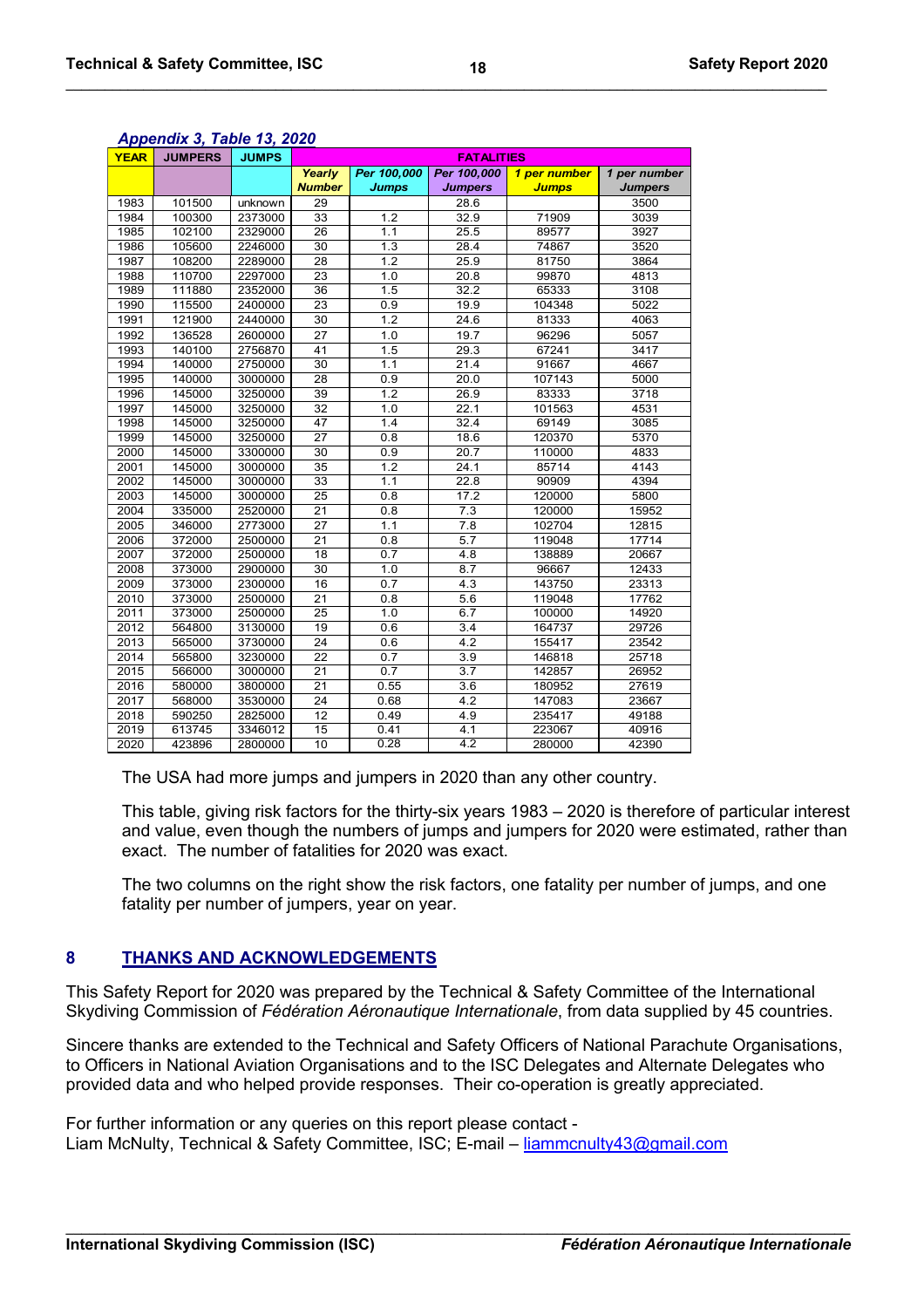*Appendix 3, Table 13, 2020*

| YEAR | JUMPERS | JUMPS | FATALITIES | | | | |
|---|---|---|---|---|---|---|---|
| | | | *Yearly Number* | *Per 100,000 Jumps* | *Per 100,000 Jumpers* | *1 per number Jumps* | *1 per number Jumpers* |
| 1983 | 101500 | unknown | 29 | | 28.6 | | 3500 |
| 1984 | 100300 | 2373000 | 33 | 1.2 | 32.9 | 71909 | 3039 |
| 1985 | 102100 | 2329000 | 26 | 1.1 | 25.5 | 89577 | 3927 |
| 1986 | 105600 | 2246000 | 30 | 1.3 | 28.4 | 74867 | 3520 |
| 1987 | 108200 | 2289000 | 28 | 1.2 | 25.9 | 81750 | 3864 |
| 1988 | 110700 | 2297000 | 23 | 1.0 | 20.8 | 99870 | 4813 |
| 1989 | 111880 | 2352000 | 36 | 1.5 | 32.2 | 65333 | 3108 |
| 1990 | 115500 | 2400000 | 23 | 0.9 | 19.9 | 104348 | 5022 |
| 1991 | 121900 | 2440000 | 30 | 1.2 | 24.6 | 81333 | 4063 |
| 1992 | 136528 | 2600000 | 27 | 1.0 | 19.7 | 96296 | 5057 |
| 1993 | 140100 | 2756870 | 41 | 1.5 | 29.3 | 67241 | 3417 |
| 1994 | 140000 | 2750000 | 30 | 1.1 | 21.4 | 91667 | 4667 |
| 1995 | 140000 | 3000000 | 28 | 0.9 | 20.0 | 107143 | 5000 |
| 1996 | 145000 | 3250000 | 39 | 1.2 | 26.9 | 83333 | 3718 |
| 1997 | 145000 | 3250000 | 32 | 1.0 | 22.1 | 101563 | 4531 |
| 1998 | 145000 | 3250000 | 47 | 1.4 | 32.4 | 69149 | 3085 |
| 1999 | 145000 | 3250000 | 27 | 0.8 | 18.6 | 120370 | 5370 |
| 2000 | 145000 | 3300000 | 30 | 0.9 | 20.7 | 110000 | 4833 |
| 2001 | 145000 | 3000000 | 35 | 1.2 | 24.1 | 85714 | 4143 |
| 2002 | 145000 | 3000000 | 33 | 1.1 | 22.8 | 90909 | 4394 |
| 2003 | 145000 | 3000000 | 25 | 0.8 | 17.2 | 120000 | 5800 |
| 2004 | 335000 | 2520000 | 21 | 0.8 | 7.3 | 120000 | 15952 |
| 2005 | 346000 | 2773000 | 27 | 1.1 | 7.8 | 102704 | 12815 |
| 2006 | 372000 | 2500000 | 21 | 0.8 | 5.7 | 119048 | 17714 |
| 2007 | 372000 | 2500000 | 18 | 0.7 | 4.8 | 138889 | 20667 |
| 2008 | 373000 | 2900000 | 30 | 1.0 | 8.7 | 96667 | 12433 |
| 2009 | 373000 | 2300000 | 16 | 0.7 | 4.3 | 143750 | 23313 |
| 2010 | 373000 | 2500000 | 21 | 0.8 | 5.6 | 119048 | 17762 |
| 2011 | 373000 | 2500000 | 25 | 1.0 | 6.7 | 100000 | 14920 |
| 2012 | 564800 | 3130000 | 19 | 0.6 | 3.4 | 164737 | 29726 |
| 2013 | 565000 | 3730000 | 24 | 0.6 | 4.2 | 155417 | 23542 |
| 2014 | 565800 | 3230000 | 22 | 0.7 | 3.9 | 146818 | 25718 |
| 2015 | 566000 | 3000000 | 21 | 0.7 | 3.7 | 142857 | 26952 |
| 2016 | 580000 | 3800000 | 21 | 0.55 | 3.6 | 180952 | 27619 |
| 2017 | 568000 | 3530000 | 24 | 0.68 | 4.2 | 147083 | 23667 |
| 2018 | 590250 | 2825000 | 12 | 0.49 | 4.9 | 235417 | 49188 |
| 2019 | 613745 | 3346012 | 15 | 0.41 | 4.1 | 223067 | 40916 |
| 2020 | 423896 | 2800000 | 10 | 0.28 | 4.2 | 280000 | 42390 |

The USA had more jumps and jumpers in 2020 than any other country.

This table, giving risk factors for the thirty-six years 1983 – 2020 is therefore of particular interest and value, even though the numbers of jumps and jumpers for 2020 were estimated, rather than exact. The number of fatalities for 2020 was exact.

The two columns on the right show the risk factors, one fatality per number of jumps, and one fatality per number of jumpers, year on year.

## 8 THANKS AND ACKNOWLEDGEMENTS

This Safety Report for 2020 was prepared by the Technical & Safety Committee of the International Skydiving Commission of *Fédération Aéronautique Internationale*, from data supplied by 45 countries.

Sincere thanks are extended to the Technical and Safety Officers of National Parachute Organisations, to Officers in National Aviation Organisations and to the ISC Delegates and Alternate Delegates who provided data and who helped provide responses. Their co-operation is greatly appreciated.

For further information or any queries on this report please contact -
Liam McNulty, Technical & Safety Committee, ISC; E-mail – liammcnulty43@gmail.com